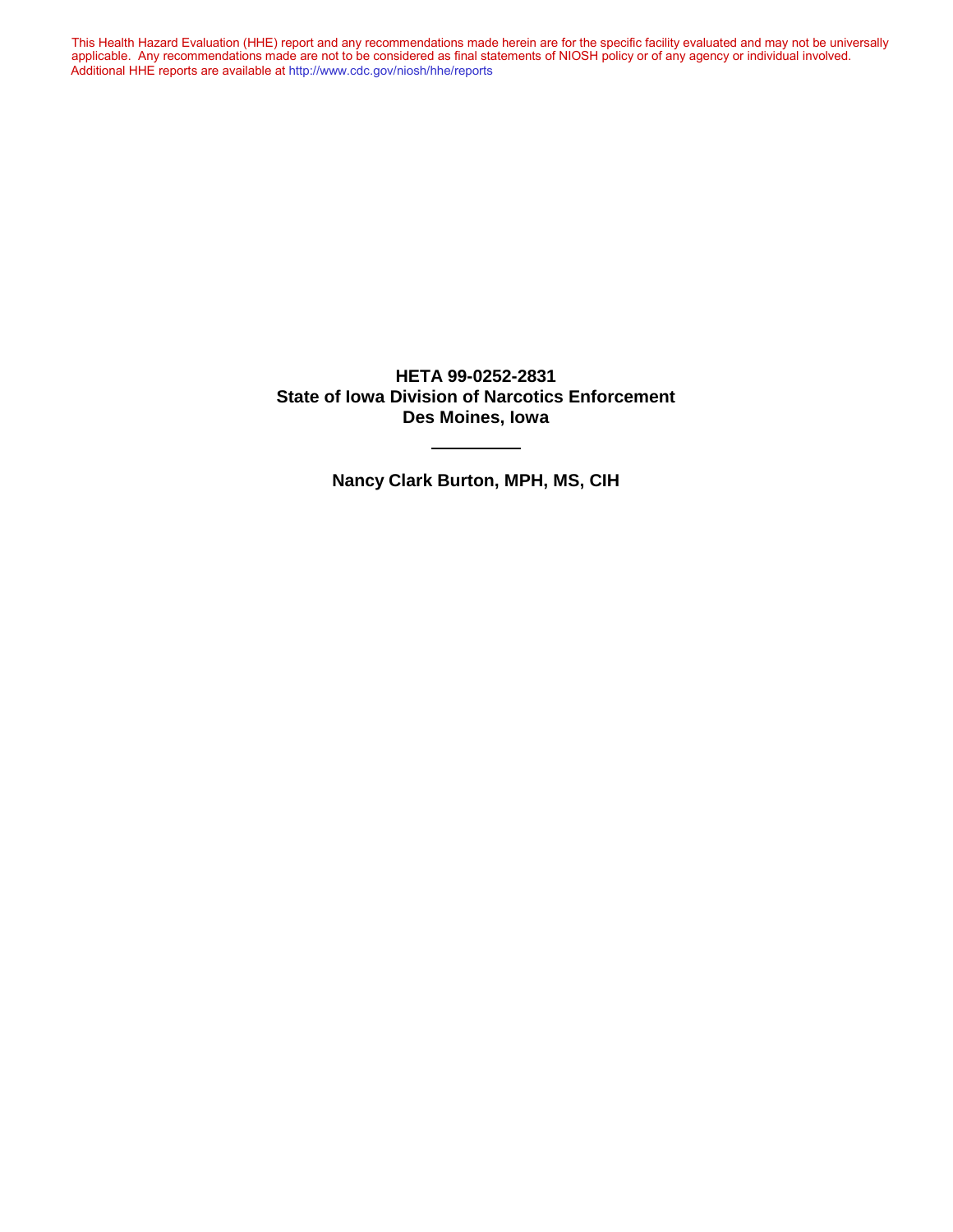This Health Hazard Evaluation (HHE) report and any recommendations made herein are for the specific facility evaluated and may not be universally applicable. Any recommendations made are not to be considered as final statements of NIOSH policy or of any agency or individual involved. Additional HHE reports are available at http://www.cdc.gov/niosh/hhe/reports

**HETA 99-0252-2831**
**State of Iowa Division of Narcotics Enforcement**
**Des Moines, Iowa**

---

**Nancy Clark Burton, MPH, MS, CIH**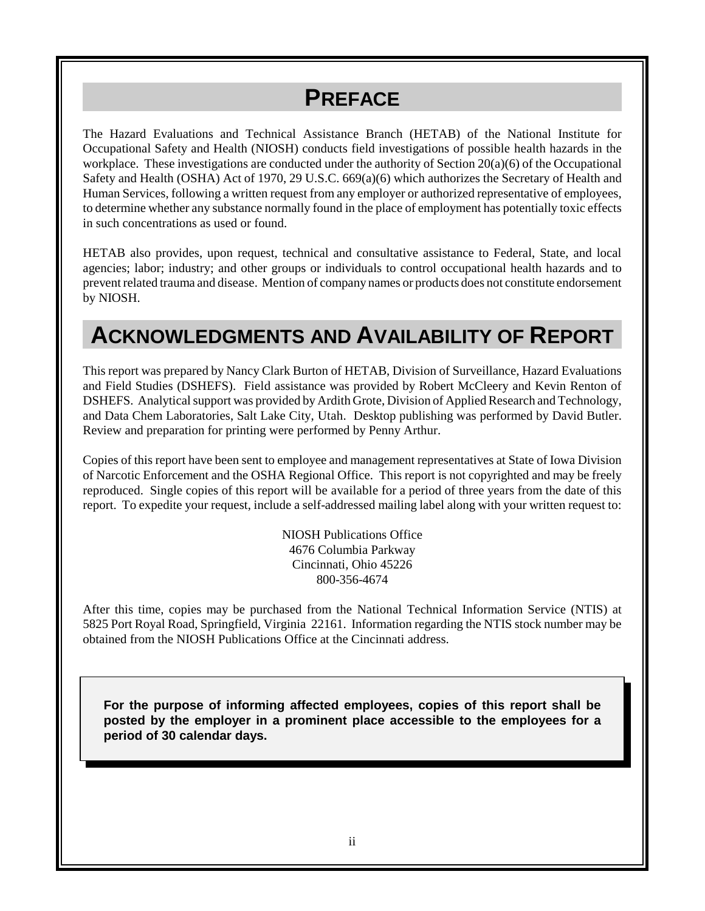# Preface

The Hazard Evaluations and Technical Assistance Branch (HETAB) of the National Institute for Occupational Safety and Health (NIOSH) conducts field investigations of possible health hazards in the workplace. These investigations are conducted under the authority of Section 20(a)(6) of the Occupational Safety and Health (OSHA) Act of 1970, 29 U.S.C. 669(a)(6) which authorizes the Secretary of Health and Human Services, following a written request from any employer or authorized representative of employees, to determine whether any substance normally found in the place of employment has potentially toxic effects in such concentrations as used or found.

HETAB also provides, upon request, technical and consultative assistance to Federal, State, and local agencies; labor; industry; and other groups or individuals to control occupational health hazards and to prevent related trauma and disease. Mention of company names or products does not constitute endorsement by NIOSH.

# Acknowledgments and Availability of Report

This report was prepared by Nancy Clark Burton of HETAB, Division of Surveillance, Hazard Evaluations and Field Studies (DSHEFS). Field assistance was provided by Robert McCleery and Kevin Renton of DSHEFS. Analytical support was provided by Ardith Grote, Division of Applied Research and Technology, and Data Chem Laboratories, Salt Lake City, Utah. Desktop publishing was performed by David Butler. Review and preparation for printing were performed by Penny Arthur.

Copies of this report have been sent to employee and management representatives at State of Iowa Division of Narcotic Enforcement and the OSHA Regional Office. This report is not copyrighted and may be freely reproduced. Single copies of this report will be available for a period of three years from the date of this report. To expedite your request, include a self-addressed mailing label along with your written request to:

NIOSH Publications Office
4676 Columbia Parkway
Cincinnati, Ohio 45226
800-356-4674

After this time, copies may be purchased from the National Technical Information Service (NTIS) at 5825 Port Royal Road, Springfield, Virginia 22161. Information regarding the NTIS stock number may be obtained from the NIOSH Publications Office at the Cincinnati address.

**For the purpose of informing affected employees, copies of this report shall be posted by the employer in a prominent place accessible to the employees for a period of 30 calendar days.**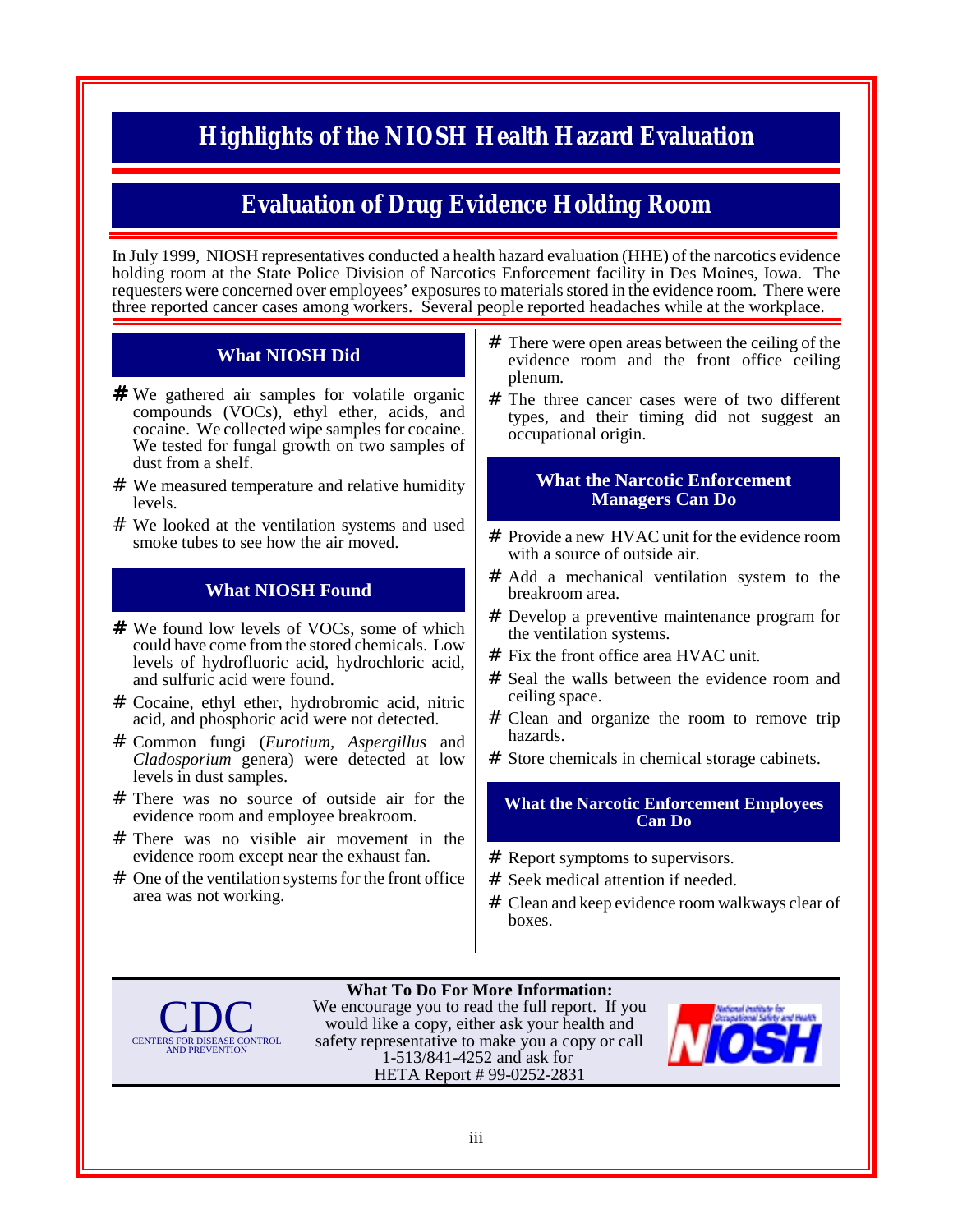# Highlights of the NIOSH Health Hazard Evaluation

## Evaluation of Drug Evidence Holding Room

In July 1999, NIOSH representatives conducted a health hazard evaluation (HHE) of the narcotics evidence holding room at the State Police Division of Narcotics Enforcement facility in Des Moines, Iowa. The requesters were concerned over employees' exposures to materials stored in the evidence room. There were three reported cancer cases among workers. Several people reported headaches while at the workplace.

### What NIOSH Did

- We gathered air samples for volatile organic compounds (VOCs), ethyl ether, acids, and cocaine. We collected wipe samples for cocaine. We tested for fungal growth on two samples of dust from a shelf.
- We measured temperature and relative humidity levels.
- We looked at the ventilation systems and used smoke tubes to see how the air moved.

### What NIOSH Found

- We found low levels of VOCs, some of which could have come from the stored chemicals. Low levels of hydrofluoric acid, hydrochloric acid, and sulfuric acid were found.
- Cocaine, ethyl ether, hydrobromic acid, nitric acid, and phosphoric acid were not detected.
- Common fungi (*Eurotium*, *Aspergillus* and *Cladosporium* genera) were detected at low levels in dust samples.
- There was no source of outside air for the evidence room and employee breakroom.
- There was no visible air movement in the evidence room except near the exhaust fan.
- One of the ventilation systems for the front office area was not working.
- There were open areas between the ceiling of the evidence room and the front office ceiling plenum.
- The three cancer cases were of two different types, and their timing did not suggest an occupational origin.

### What the Narcotic Enforcement Managers Can Do

- Provide a new HVAC unit for the evidence room with a source of outside air.
- Add a mechanical ventilation system to the breakroom area.
- Develop a preventive maintenance program for the ventilation systems.
- Fix the front office area HVAC unit.
- Seal the walls between the evidence room and ceiling space.
- Clean and organize the room to remove trip hazards.
- Store chemicals in chemical storage cabinets.

### What the Narcotic Enforcement Employees Can Do

- Report symptoms to supervisors.
- Seek medical attention if needed.
- Clean and keep evidence room walkways clear of boxes.

CDC
CENTERS FOR DISEASE CONTROL AND PREVENTION

**What To Do For More Information:**
We encourage you to read the full report. If you would like a copy, either ask your health and safety representative to make you a copy or call 1-513/841-4252 and ask for HETA Report # 99-0252-2831

National Institute for Occupational Safety and Health
NIOSH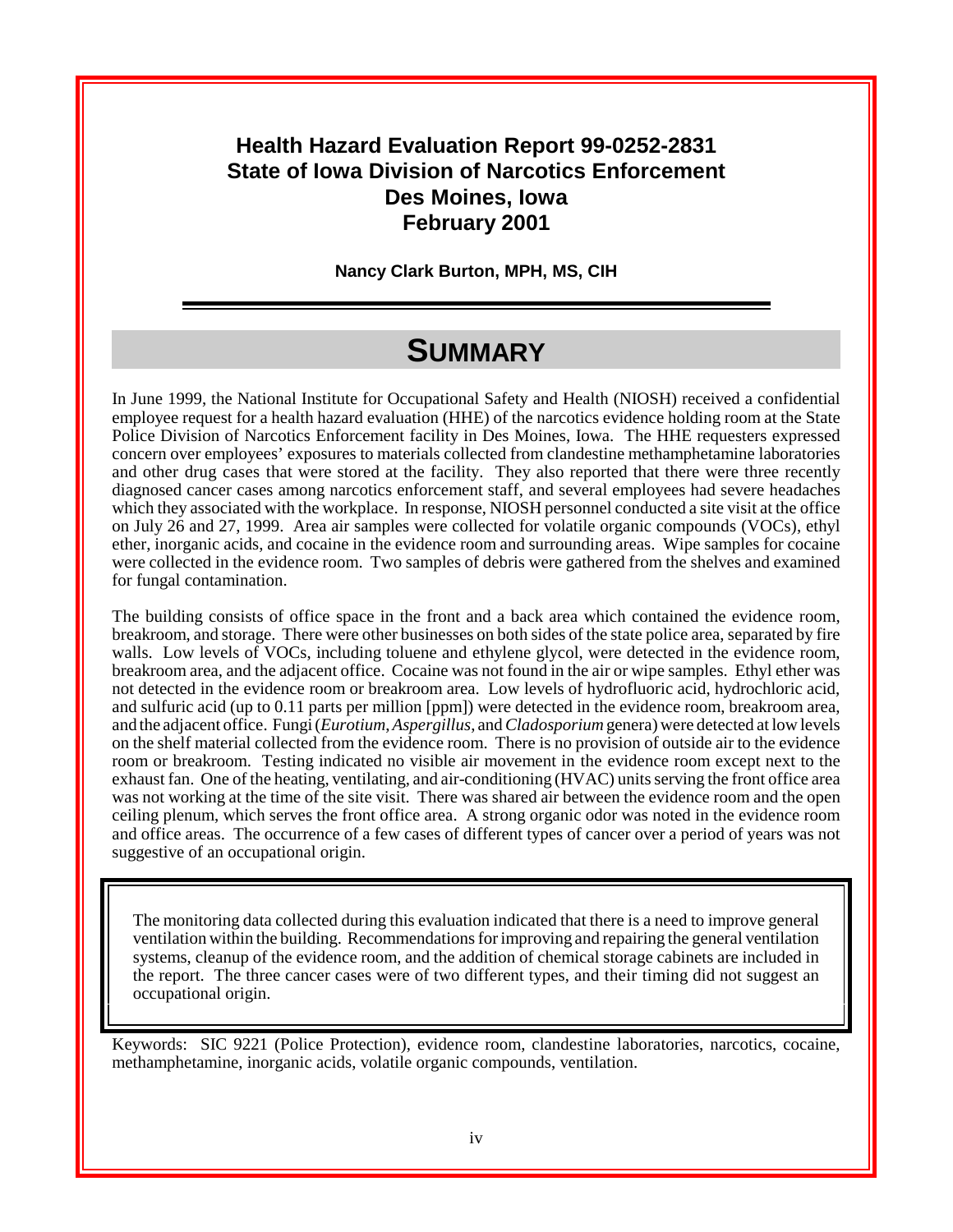# Health Hazard Evaluation Report 99-0252-2831
# State of Iowa Division of Narcotics Enforcement
# Des Moines, Iowa
# February 2001

**Nancy Clark Burton, MPH, MS, CIH**

## SUMMARY

In June 1999, the National Institute for Occupational Safety and Health (NIOSH) received a confidential employee request for a health hazard evaluation (HHE) of the narcotics evidence holding room at the State Police Division of Narcotics Enforcement facility in Des Moines, Iowa. The HHE requesters expressed concern over employees' exposures to materials collected from clandestine methamphetamine laboratories and other drug cases that were stored at the facility. They also reported that there were three recently diagnosed cancer cases among narcotics enforcement staff, and several employees had severe headaches which they associated with the workplace. In response, NIOSH personnel conducted a site visit at the office on July 26 and 27, 1999. Area air samples were collected for volatile organic compounds (VOCs), ethyl ether, inorganic acids, and cocaine in the evidence room and surrounding areas. Wipe samples for cocaine were collected in the evidence room. Two samples of debris were gathered from the shelves and examined for fungal contamination.

The building consists of office space in the front and a back area which contained the evidence room, breakroom, and storage. There were other businesses on both sides of the state police area, separated by fire walls. Low levels of VOCs, including toluene and ethylene glycol, were detected in the evidence room, breakroom area, and the adjacent office. Cocaine was not found in the air or wipe samples. Ethyl ether was not detected in the evidence room or breakroom area. Low levels of hydrofluoric acid, hydrochloric acid, and sulfuric acid (up to 0.11 parts per million [ppm]) were detected in the evidence room, breakroom area, and the adjacent office. Fungi (*Eurotium*, *Aspergillus*, and *Cladosporium* genera) were detected at low levels on the shelf material collected from the evidence room. There is no provision of outside air to the evidence room or breakroom. Testing indicated no visible air movement in the evidence room except next to the exhaust fan. One of the heating, ventilating, and air-conditioning (HVAC) units serving the front office area was not working at the time of the site visit. There was shared air between the evidence room and the open ceiling plenum, which serves the front office area. A strong organic odor was noted in the evidence room and office areas. The occurrence of a few cases of different types of cancer over a period of years was not suggestive of an occupational origin.

> The monitoring data collected during this evaluation indicated that there is a need to improve general ventilation within the building. Recommendations for improving and repairing the general ventilation systems, cleanup of the evidence room, and the addition of chemical storage cabinets are included in the report. The three cancer cases were of two different types, and their timing did not suggest an occupational origin.

Keywords: SIC 9221 (Police Protection), evidence room, clandestine laboratories, narcotics, cocaine, methamphetamine, inorganic acids, volatile organic compounds, ventilation.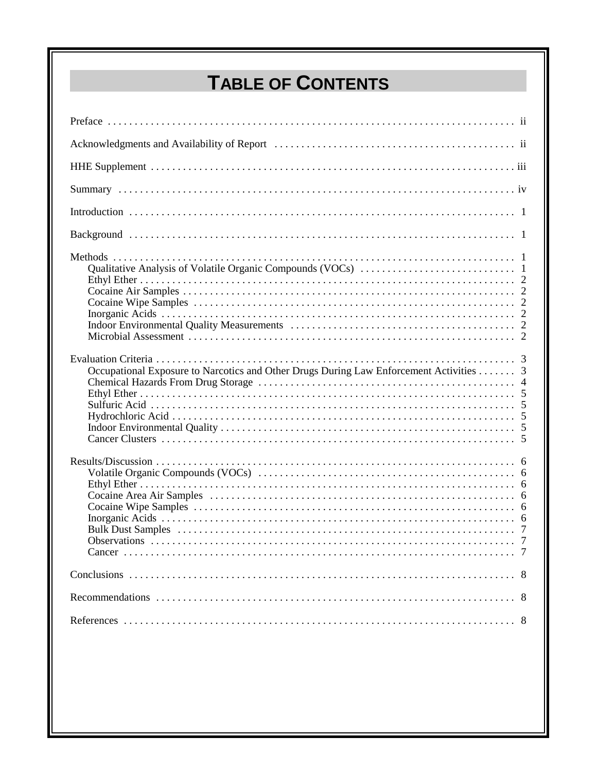# TABLE OF CONTENTS

Preface . . . . . . . . . . . . . . . . . . . . . . . . . . . . . . . . . . . . . . . . . . . . . . . . . . . . . . . . . . . . . . . . . . . . . . . . ii

Acknowledgments and Availability of Report . . . . . . . . . . . . . . . . . . . . . . . . . . . . . . . . . . . . . . . . . . . . . ii

HHE Supplement . . . . . . . . . . . . . . . . . . . . . . . . . . . . . . . . . . . . . . . . . . . . . . . . . . . . . . . . . . . . . . . . . . iii

Summary . . . . . . . . . . . . . . . . . . . . . . . . . . . . . . . . . . . . . . . . . . . . . . . . . . . . . . . . . . . . . . . . . . . . . . . iv

Introduction . . . . . . . . . . . . . . . . . . . . . . . . . . . . . . . . . . . . . . . . . . . . . . . . . . . . . . . . . . . . . . . . . . . . . 1

Background . . . . . . . . . . . . . . . . . . . . . . . . . . . . . . . . . . . . . . . . . . . . . . . . . . . . . . . . . . . . . . . . . . . . . 1

Methods . . . . . . . . . . . . . . . . . . . . . . . . . . . . . . . . . . . . . . . . . . . . . . . . . . . . . . . . . . . . . . . . . . . . . . . . 1
- Qualitative Analysis of Volatile Organic Compounds (VOCs) . . . . . . . . . . . . . . . . . . . . . . . . . . . . 1
- Ethyl Ether . . . . . . . . . . . . . . . . . . . . . . . . . . . . . . . . . . . . . . . . . . . . . . . . . . . . . . . . . . . . . . . . . . 2
- Cocaine Air Samples . . . . . . . . . . . . . . . . . . . . . . . . . . . . . . . . . . . . . . . . . . . . . . . . . . . . . . . . . . 2
- Cocaine Wipe Samples . . . . . . . . . . . . . . . . . . . . . . . . . . . . . . . . . . . . . . . . . . . . . . . . . . . . . . . . 2
- Inorganic Acids . . . . . . . . . . . . . . . . . . . . . . . . . . . . . . . . . . . . . . . . . . . . . . . . . . . . . . . . . . . . . . 2
- Indoor Environmental Quality Measurements . . . . . . . . . . . . . . . . . . . . . . . . . . . . . . . . . . . . . . . 2
- Microbial Assessment . . . . . . . . . . . . . . . . . . . . . . . . . . . . . . . . . . . . . . . . . . . . . . . . . . . . . . . . . 2

Evaluation Criteria . . . . . . . . . . . . . . . . . . . . . . . . . . . . . . . . . . . . . . . . . . . . . . . . . . . . . . . . . . . . . . . . 3
- Occupational Exposure to Narcotics and Other Drugs During Law Enforcement Activities . . . . . . . 3
- Chemical Hazards From Drug Storage . . . . . . . . . . . . . . . . . . . . . . . . . . . . . . . . . . . . . . . . . . . . . 4
- Ethyl Ether . . . . . . . . . . . . . . . . . . . . . . . . . . . . . . . . . . . . . . . . . . . . . . . . . . . . . . . . . . . . . . . . . . 5
- Sulfuric Acid . . . . . . . . . . . . . . . . . . . . . . . . . . . . . . . . . . . . . . . . . . . . . . . . . . . . . . . . . . . . . . . . 5
- Hydrochloric Acid . . . . . . . . . . . . . . . . . . . . . . . . . . . . . . . . . . . . . . . . . . . . . . . . . . . . . . . . . . . . 5
- Indoor Environmental Quality . . . . . . . . . . . . . . . . . . . . . . . . . . . . . . . . . . . . . . . . . . . . . . . . . . . 5
- Cancer Clusters . . . . . . . . . . . . . . . . . . . . . . . . . . . . . . . . . . . . . . . . . . . . . . . . . . . . . . . . . . . . . . 5

Results/Discussion . . . . . . . . . . . . . . . . . . . . . . . . . . . . . . . . . . . . . . . . . . . . . . . . . . . . . . . . . . . . . . . . 6
- Volatile Organic Compounds (VOCs) . . . . . . . . . . . . . . . . . . . . . . . . . . . . . . . . . . . . . . . . . . . . . . 6
- Ethyl Ether . . . . . . . . . . . . . . . . . . . . . . . . . . . . . . . . . . . . . . . . . . . . . . . . . . . . . . . . . . . . . . . . . . 6
- Cocaine Area Air Samples . . . . . . . . . . . . . . . . . . . . . . . . . . . . . . . . . . . . . . . . . . . . . . . . . . . . . . 6
- Cocaine Wipe Samples . . . . . . . . . . . . . . . . . . . . . . . . . . . . . . . . . . . . . . . . . . . . . . . . . . . . . . . . 6
- Inorganic Acids . . . . . . . . . . . . . . . . . . . . . . . . . . . . . . . . . . . . . . . . . . . . . . . . . . . . . . . . . . . . . . 6
- Bulk Dust Samples . . . . . . . . . . . . . . . . . . . . . . . . . . . . . . . . . . . . . . . . . . . . . . . . . . . . . . . . . . . 7
- Observations . . . . . . . . . . . . . . . . . . . . . . . . . . . . . . . . . . . . . . . . . . . . . . . . . . . . . . . . . . . . . . . . 7
- Cancer . . . . . . . . . . . . . . . . . . . . . . . . . . . . . . . . . . . . . . . . . . . . . . . . . . . . . . . . . . . . . . . . . . . . . 7

Conclusions . . . . . . . . . . . . . . . . . . . . . . . . . . . . . . . . . . . . . . . . . . . . . . . . . . . . . . . . . . . . . . . . . . . . . 8

Recommendations . . . . . . . . . . . . . . . . . . . . . . . . . . . . . . . . . . . . . . . . . . . . . . . . . . . . . . . . . . . . . . . . 8

References . . . . . . . . . . . . . . . . . . . . . . . . . . . . . . . . . . . . . . . . . . . . . . . . . . . . . . . . . . . . . . . . . . . . . . 8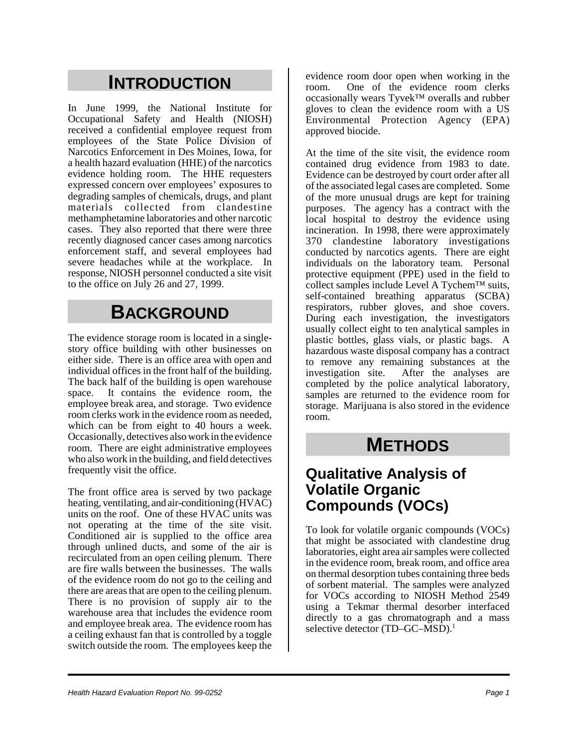# INTRODUCTION

In June 1999, the National Institute for Occupational Safety and Health (NIOSH) received a confidential employee request from employees of the State Police Division of Narcotics Enforcement in Des Moines, Iowa, for a health hazard evaluation (HHE) of the narcotics evidence holding room. The HHE requesters expressed concern over employees' exposures to degrading samples of chemicals, drugs, and plant materials collected from clandestine methamphetamine laboratories and other narcotic cases. They also reported that there were three recently diagnosed cancer cases among narcotics enforcement staff, and several employees had severe headaches while at the workplace. In response, NIOSH personnel conducted a site visit to the office on July 26 and 27, 1999.

# BACKGROUND

The evidence storage room is located in a single-story office building with other businesses on either side. There is an office area with open and individual offices in the front half of the building. The back half of the building is open warehouse space. It contains the evidence room, the employee break area, and storage. Two evidence room clerks work in the evidence room as needed, which can be from eight to 40 hours a week. Occasionally, detectives also work in the evidence room. There are eight administrative employees who also work in the building, and field detectives frequently visit the office.

The front office area is served by two package heating, ventilating, and air-conditioning (HVAC) units on the roof. One of these HVAC units was not operating at the time of the site visit. Conditioned air is supplied to the office area through unlined ducts, and some of the air is recirculated from an open ceiling plenum. There are fire walls between the businesses. The walls of the evidence room do not go to the ceiling and there are areas that are open to the ceiling plenum. There is no provision of supply air to the warehouse area that includes the evidence room and employee break area. The evidence room has a ceiling exhaust fan that is controlled by a toggle switch outside the room. The employees keep the evidence room door open when working in the room. One of the evidence room clerks occasionally wears Tyvek™ overalls and rubber gloves to clean the evidence room with a US Environmental Protection Agency (EPA) approved biocide.

At the time of the site visit, the evidence room contained drug evidence from 1983 to date. Evidence can be destroyed by court order after all of the associated legal cases are completed. Some of the more unusual drugs are kept for training purposes. The agency has a contract with the local hospital to destroy the evidence using incineration. In 1998, there were approximately 370 clandestine laboratory investigations conducted by narcotics agents. There are eight individuals on the laboratory team. Personal protective equipment (PPE) used in the field to collect samples include Level A Tychem™ suits, self-contained breathing apparatus (SCBA) respirators, rubber gloves, and shoe covers. During each investigation, the investigators usually collect eight to ten analytical samples in plastic bottles, glass vials, or plastic bags. A hazardous waste disposal company has a contract to remove any remaining substances at the investigation site. After the analyses are completed by the police analytical laboratory, samples are returned to the evidence room for storage. Marijuana is also stored in the evidence room.

# METHODS

## Qualitative Analysis of Volatile Organic Compounds (VOCs)

To look for volatile organic compounds (VOCs) that might be associated with clandestine drug laboratories, eight area air samples were collected in the evidence room, break room, and office area on thermal desorption tubes containing three beds of sorbent material. The samples were analyzed for VOCs according to NIOSH Method 2549 using a Tekmar thermal desorber interfaced directly to a gas chromatograph and a mass selective detector (TD–GC–MSD).[1]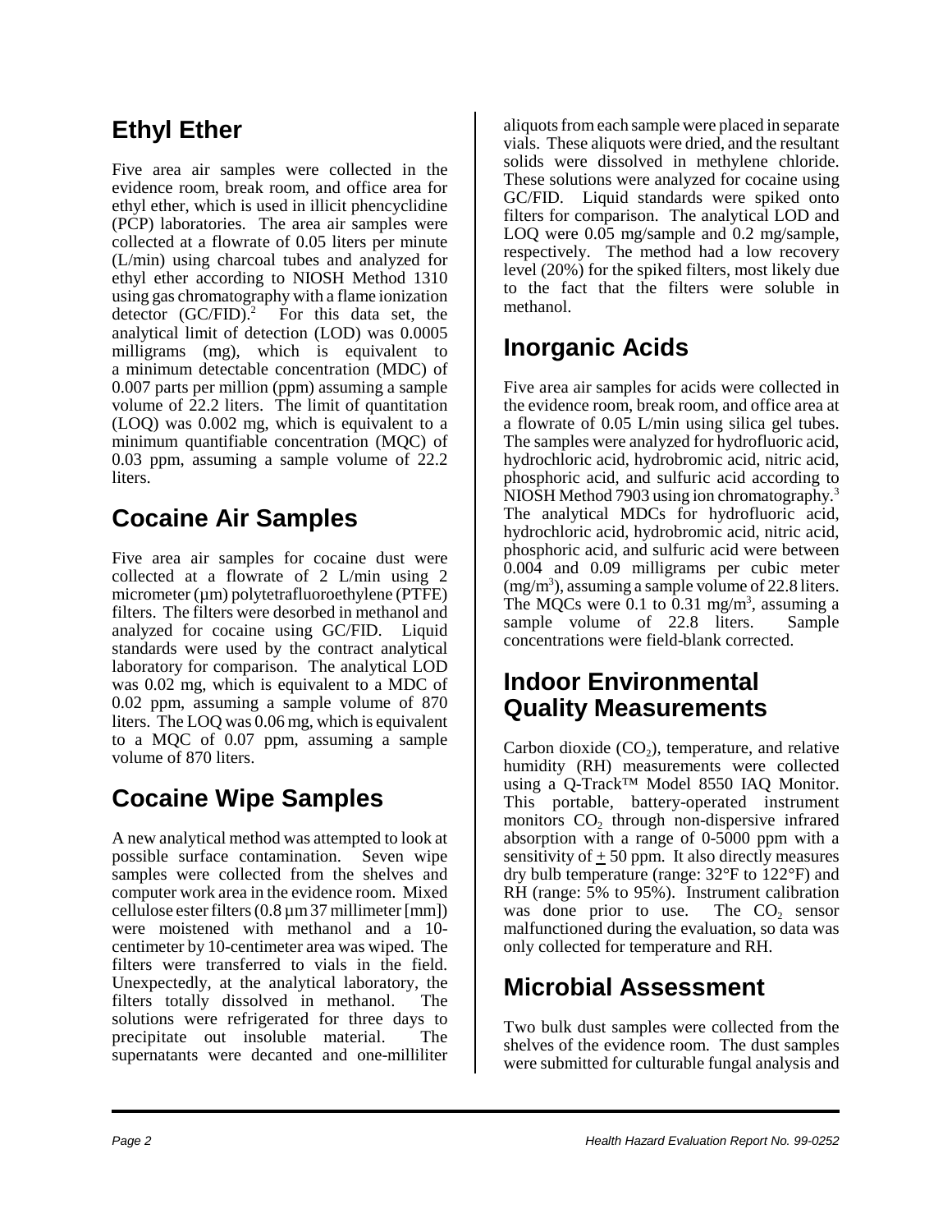## Ethyl Ether

Five area air samples were collected in the evidence room, break room, and office area for ethyl ether, which is used in illicit phencyclidine (PCP) laboratories. The area air samples were collected at a flowrate of 0.05 liters per minute (L/min) using charcoal tubes and analyzed for ethyl ether according to NIOSH Method 1310 using gas chromatography with a flame ionization detector (GC/FID).[2] For this data set, the analytical limit of detection (LOD) was 0.0005 milligrams (mg), which is equivalent to a minimum detectable concentration (MDC) of 0.007 parts per million (ppm) assuming a sample volume of 22.2 liters. The limit of quantitation (LOQ) was 0.002 mg, which is equivalent to a minimum quantifiable concentration (MQC) of 0.03 ppm, assuming a sample volume of 22.2 liters.

## Cocaine Air Samples

Five area air samples for cocaine dust were collected at a flowrate of 2 L/min using 2 micrometer (µm) polytetrafluoroethylene (PTFE) filters. The filters were desorbed in methanol and analyzed for cocaine using GC/FID. Liquid standards were used by the contract analytical laboratory for comparison. The analytical LOD was 0.02 mg, which is equivalent to a MDC of 0.02 ppm, assuming a sample volume of 870 liters. The LOQ was 0.06 mg, which is equivalent to a MQC of 0.07 ppm, assuming a sample volume of 870 liters.

## Cocaine Wipe Samples

A new analytical method was attempted to look at possible surface contamination. Seven wipe samples were collected from the shelves and computer work area in the evidence room. Mixed cellulose ester filters (0.8 µm 37 millimeter [mm]) were moistened with methanol and a 10-centimeter by 10-centimeter area was wiped. The filters were transferred to vials in the field. Unexpectedly, at the analytical laboratory, the filters totally dissolved in methanol. The solutions were refrigerated for three days to precipitate out insoluble material. The supernatants were decanted and one-milliliter aliquots from each sample were placed in separate vials. These aliquots were dried, and the resultant solids were dissolved in methylene chloride. These solutions were analyzed for cocaine using GC/FID. Liquid standards were spiked onto filters for comparison. The analytical LOD and LOQ were 0.05 mg/sample and 0.2 mg/sample, respectively. The method had a low recovery level (20%) for the spiked filters, most likely due to the fact that the filters were soluble in methanol.

## Inorganic Acids

Five area air samples for acids were collected in the evidence room, break room, and office area at a flowrate of 0.05 L/min using silica gel tubes. The samples were analyzed for hydrofluoric acid, hydrochloric acid, hydrobromic acid, nitric acid, phosphoric acid, and sulfuric acid according to NIOSH Method 7903 using ion chromatography.[3] The analytical MDCs for hydrofluoric acid, hydrochloric acid, hydrobromic acid, nitric acid, phosphoric acid, and sulfuric acid were between 0.004 and 0.09 milligrams per cubic meter ($mg/m^3$), assuming a sample volume of 22.8 liters. The MQCs were 0.1 to 0.31 $mg/m^3$, assuming a sample volume of 22.8 liters. Sample concentrations were field-blank corrected.

## Indoor Environmental Quality Measurements

Carbon dioxide ($CO_2$), temperature, and relative humidity (RH) measurements were collected using a Q-Track™ Model 8550 IAQ Monitor. This portable, battery-operated instrument monitors $CO_2$ through non-dispersive infrared absorption with a range of 0-5000 ppm with a sensitivity of $\pm$ 50 ppm. It also directly measures dry bulb temperature (range: 32°F to 122°F) and RH (range: 5% to 95%). Instrument calibration was done prior to use. The $CO_2$ sensor malfunctioned during the evaluation, so data was only collected for temperature and RH.

## Microbial Assessment

Two bulk dust samples were collected from the shelves of the evidence room. The dust samples were submitted for culturable fungal analysis and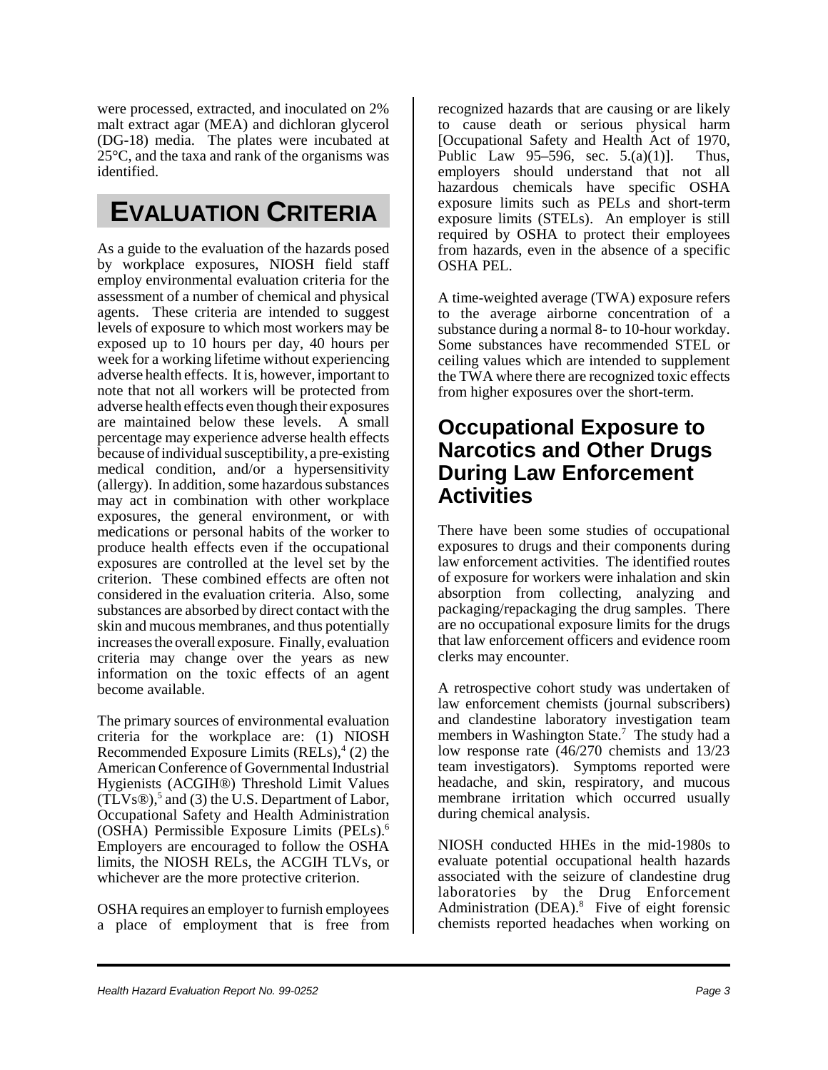were processed, extracted, and inoculated on 2% malt extract agar (MEA) and dichloran glycerol (DG-18) media. The plates were incubated at 25°C, and the taxa and rank of the organisms was identified.

# EVALUATION CRITERIA

As a guide to the evaluation of the hazards posed by workplace exposures, NIOSH field staff employ environmental evaluation criteria for the assessment of a number of chemical and physical agents. These criteria are intended to suggest levels of exposure to which most workers may be exposed up to 10 hours per day, 40 hours per week for a working lifetime without experiencing adverse health effects. It is, however, important to note that not all workers will be protected from adverse health effects even though their exposures are maintained below these levels. A small percentage may experience adverse health effects because of individual susceptibility, a pre-existing medical condition, and/or a hypersensitivity (allergy). In addition, some hazardous substances may act in combination with other workplace exposures, the general environment, or with medications or personal habits of the worker to produce health effects even if the occupational exposures are controlled at the level set by the criterion. These combined effects are often not considered in the evaluation criteria. Also, some substances are absorbed by direct contact with the skin and mucous membranes, and thus potentially increases the overall exposure. Finally, evaluation criteria may change over the years as new information on the toxic effects of an agent become available.

The primary sources of environmental evaluation criteria for the workplace are: (1) NIOSH Recommended Exposure Limits (RELs),[4] (2) the American Conference of Governmental Industrial Hygienists (ACGIH®) Threshold Limit Values (TLVs®),[5] and (3) the U.S. Department of Labor, Occupational Safety and Health Administration (OSHA) Permissible Exposure Limits (PELs).[6] Employers are encouraged to follow the OSHA limits, the NIOSH RELs, the ACGIH TLVs, or whichever are the more protective criterion.

OSHA requires an employer to furnish employees a place of employment that is free from recognized hazards that are causing or are likely to cause death or serious physical harm [Occupational Safety and Health Act of 1970, Public Law 95–596, sec. 5.(a)(1)]. Thus, employers should understand that not all hazardous chemicals have specific OSHA exposure limits such as PELs and short-term exposure limits (STELs). An employer is still required by OSHA to protect their employees from hazards, even in the absence of a specific OSHA PEL.

A time-weighted average (TWA) exposure refers to the average airborne concentration of a substance during a normal 8- to 10-hour workday. Some substances have recommended STEL or ceiling values which are intended to supplement the TWA where there are recognized toxic effects from higher exposures over the short-term.

## Occupational Exposure to Narcotics and Other Drugs During Law Enforcement Activities

There have been some studies of occupational exposures to drugs and their components during law enforcement activities. The identified routes of exposure for workers were inhalation and skin absorption from collecting, analyzing and packaging/repackaging the drug samples. There are no occupational exposure limits for the drugs that law enforcement officers and evidence room clerks may encounter.

A retrospective cohort study was undertaken of law enforcement chemists (journal subscribers) and clandestine laboratory investigation team members in Washington State.[7] The study had a low response rate (46/270 chemists and 13/23 team investigators). Symptoms reported were headache, and skin, respiratory, and mucous membrane irritation which occurred usually during chemical analysis.

NIOSH conducted HHEs in the mid-1980s to evaluate potential occupational health hazards associated with the seizure of clandestine drug laboratories by the Drug Enforcement Administration (DEA).[8] Five of eight forensic chemists reported headaches when working on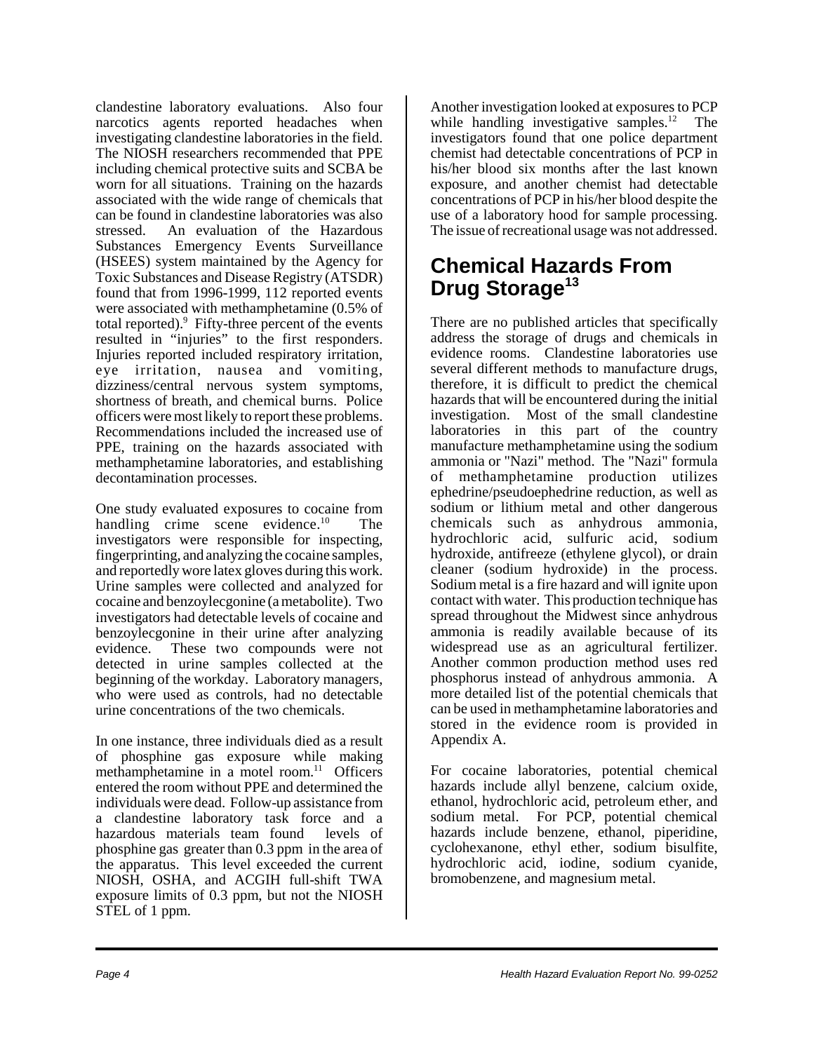clandestine laboratory evaluations. Also four narcotics agents reported headaches when investigating clandestine laboratories in the field. The NIOSH researchers recommended that PPE including chemical protective suits and SCBA be worn for all situations. Training on the hazards associated with the wide range of chemicals that can be found in clandestine laboratories was also stressed. An evaluation of the Hazardous Substances Emergency Events Surveillance (HSEES) system maintained by the Agency for Toxic Substances and Disease Registry (ATSDR) found that from 1996-1999, 112 reported events were associated with methamphetamine (0.5% of total reported).[9] Fifty-three percent of the events resulted in "injuries" to the first responders. Injuries reported included respiratory irritation, eye irritation, nausea and vomiting, dizziness/central nervous system symptoms, shortness of breath, and chemical burns. Police officers were most likely to report these problems. Recommendations included the increased use of PPE, training on the hazards associated with methamphetamine laboratories, and establishing decontamination processes.

One study evaluated exposures to cocaine from handling crime scene evidence.[10] The investigators were responsible for inspecting, fingerprinting, and analyzing the cocaine samples, and reportedly wore latex gloves during this work. Urine samples were collected and analyzed for cocaine and benzoylecgonine (a metabolite). Two investigators had detectable levels of cocaine and benzoylecgonine in their urine after analyzing evidence. These two compounds were not detected in urine samples collected at the beginning of the workday. Laboratory managers, who were used as controls, had no detectable urine concentrations of the two chemicals.

In one instance, three individuals died as a result of phosphine gas exposure while making methamphetamine in a motel room.[11] Officers entered the room without PPE and determined the individuals were dead. Follow-up assistance from a clandestine laboratory task force and a hazardous materials team found levels of phosphine gas greater than 0.3 ppm in the area of the apparatus. This level exceeded the current NIOSH, OSHA, and ACGIH full-shift TWA exposure limits of 0.3 ppm, but not the NIOSH STEL of 1 ppm.

Another investigation looked at exposures to PCP while handling investigative samples.[12] The investigators found that one police department chemist had detectable concentrations of PCP in his/her blood six months after the last known exposure, and another chemist had detectable concentrations of PCP in his/her blood despite the use of a laboratory hood for sample processing. The issue of recreational usage was not addressed.

## Chemical Hazards From Drug Storage[13]

There are no published articles that specifically address the storage of drugs and chemicals in evidence rooms. Clandestine laboratories use several different methods to manufacture drugs, therefore, it is difficult to predict the chemical hazards that will be encountered during the initial investigation. Most of the small clandestine laboratories in this part of the country manufacture methamphetamine using the sodium ammonia or "Nazi" method. The "Nazi" formula of methamphetamine production utilizes ephedrine/pseudoephedrine reduction, as well as sodium or lithium metal and other dangerous chemicals such as anhydrous ammonia, hydrochloric acid, sulfuric acid, sodium hydroxide, antifreeze (ethylene glycol), or drain cleaner (sodium hydroxide) in the process. Sodium metal is a fire hazard and will ignite upon contact with water. This production technique has spread throughout the Midwest since anhydrous ammonia is readily available because of its widespread use as an agricultural fertilizer. Another common production method uses red phosphorus instead of anhydrous ammonia. A more detailed list of the potential chemicals that can be used in methamphetamine laboratories and stored in the evidence room is provided in Appendix A.

For cocaine laboratories, potential chemical hazards include allyl benzene, calcium oxide, ethanol, hydrochloric acid, petroleum ether, and sodium metal. For PCP, potential chemical hazards include benzene, ethanol, piperidine, cyclohexanone, ethyl ether, sodium bisulfite, hydrochloric acid, iodine, sodium cyanide, bromobenzene, and magnesium metal.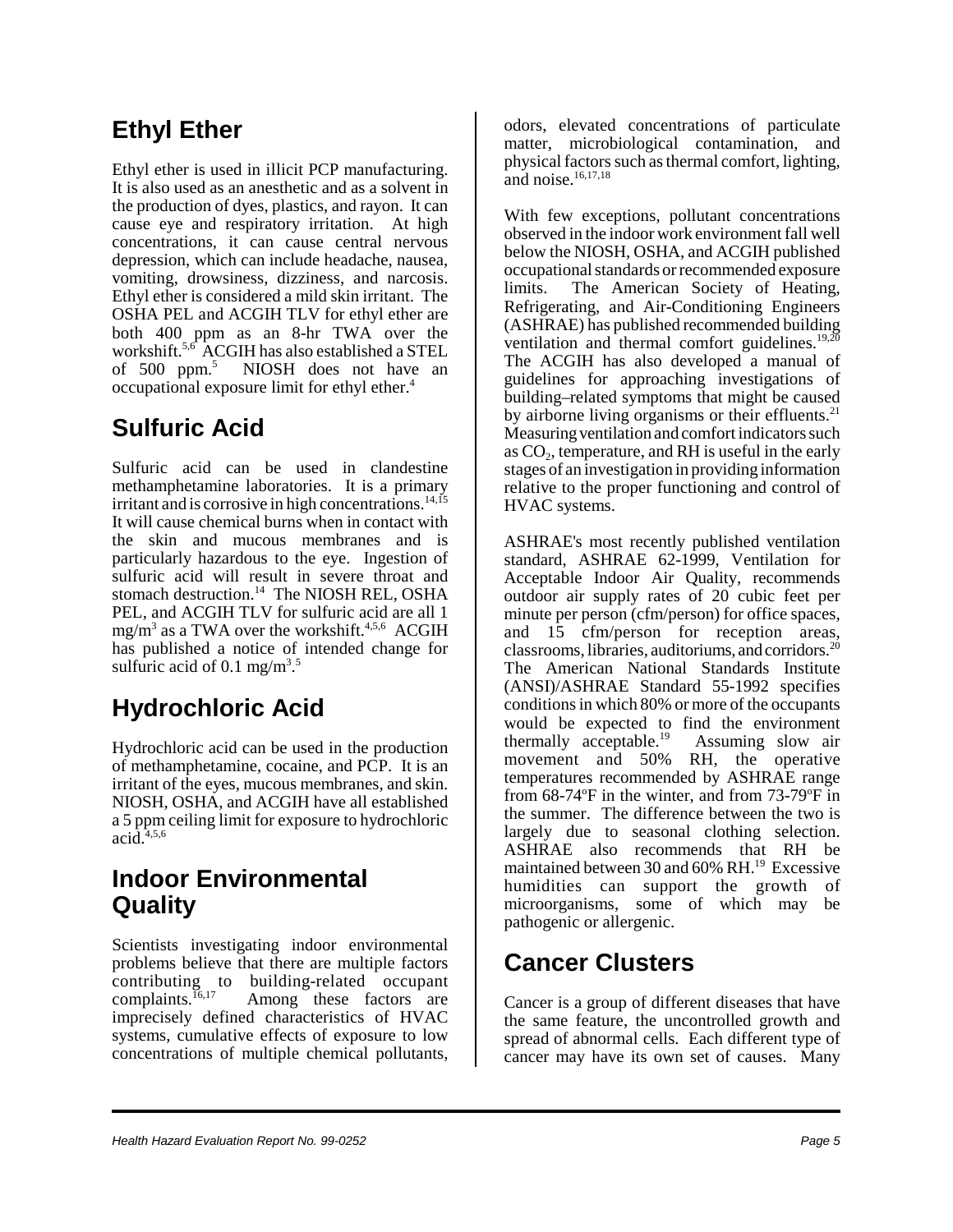## Ethyl Ether

Ethyl ether is used in illicit PCP manufacturing. It is also used as an anesthetic and as a solvent in the production of dyes, plastics, and rayon. It can cause eye and respiratory irritation. At high concentrations, it can cause central nervous depression, which can include headache, nausea, vomiting, drowsiness, dizziness, and narcosis. Ethyl ether is considered a mild skin irritant. The OSHA PEL and ACGIH TLV for ethyl ether are both 400 ppm as an 8-hr TWA over the workshift.[5,6] ACGIH has also established a STEL of 500 ppm.[5] NIOSH does not have an occupational exposure limit for ethyl ether.[4]

## Sulfuric Acid

Sulfuric acid can be used in clandestine methamphetamine laboratories. It is a primary irritant and is corrosive in high concentrations.[14,15] It will cause chemical burns when in contact with the skin and mucous membranes and is particularly hazardous to the eye. Ingestion of sulfuric acid will result in severe throat and stomach destruction.[14] The NIOSH REL, OSHA PEL, and ACGIH TLV for sulfuric acid are all 1 $mg/m^3$ as a TWA over the workshift.[4,5,6] ACGIH has published a notice of intended change for sulfuric acid of 0.1 $mg/m^3$.[5]

## Hydrochloric Acid

Hydrochloric acid can be used in the production of methamphetamine, cocaine, and PCP. It is an irritant of the eyes, mucous membranes, and skin. NIOSH, OSHA, and ACGIH have all established a 5 ppm ceiling limit for exposure to hydrochloric acid.[4,5,6]

## Indoor Environmental Quality

Scientists investigating indoor environmental problems believe that there are multiple factors contributing to building-related occupant complaints.[16,17] Among these factors are imprecisely defined characteristics of HVAC systems, cumulative effects of exposure to low concentrations of multiple chemical pollutants, odors, elevated concentrations of particulate matter, microbiological contamination, and physical factors such as thermal comfort, lighting, and noise.[16,17,18]

With few exceptions, pollutant concentrations observed in the indoor work environment fall well below the NIOSH, OSHA, and ACGIH published occupational standards or recommended exposure limits. The American Society of Heating, Refrigerating, and Air-Conditioning Engineers (ASHRAE) has published recommended building ventilation and thermal comfort guidelines.[19,20] The ACGIH has also developed a manual of guidelines for approaching investigations of building–related symptoms that might be caused by airborne living organisms or their effluents.[21] Measuring ventilation and comfort indicators such as $CO_2$, temperature, and RH is useful in the early stages of an investigation in providing information relative to the proper functioning and control of HVAC systems.

ASHRAE's most recently published ventilation standard, ASHRAE 62-1999, Ventilation for Acceptable Indoor Air Quality, recommends outdoor air supply rates of 20 cubic feet per minute per person (cfm/person) for office spaces, and 15 cfm/person for reception areas, classrooms, libraries, auditoriums, and corridors.[20] The American National Standards Institute (ANSI)/ASHRAE Standard 55-1992 specifies conditions in which 80% or more of the occupants would be expected to find the environment thermally acceptable.[19] Assuming slow air movement and 50% RH, the operative temperatures recommended by ASHRAE range from 68-74ºF in the winter, and from 73-79ºF in the summer. The difference between the two is largely due to seasonal clothing selection. ASHRAE also recommends that RH be maintained between 30 and 60% RH.[19] Excessive humidities can support the growth of microorganisms, some of which may be pathogenic or allergenic.

## Cancer Clusters

Cancer is a group of different diseases that have the same feature, the uncontrolled growth and spread of abnormal cells. Each different type of cancer may have its own set of causes. Many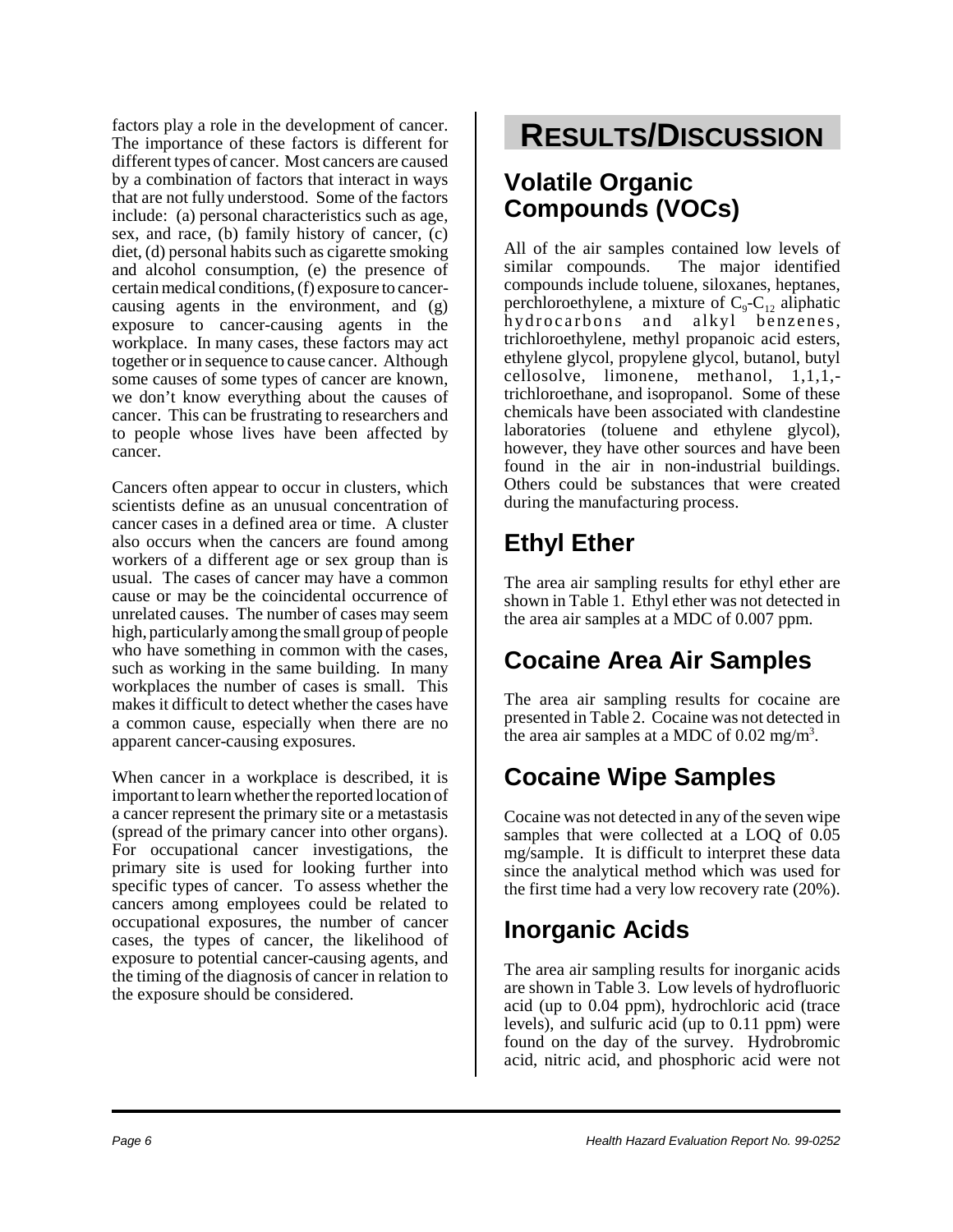factors play a role in the development of cancer. The importance of these factors is different for different types of cancer. Most cancers are caused by a combination of factors that interact in ways that are not fully understood. Some of the factors include: (a) personal characteristics such as age, sex, and race, (b) family history of cancer, (c) diet, (d) personal habits such as cigarette smoking and alcohol consumption, (e) the presence of certain medical conditions, (f) exposure to cancer-causing agents in the environment, and (g) exposure to cancer-causing agents in the workplace. In many cases, these factors may act together or in sequence to cause cancer. Although some causes of some types of cancer are known, we don't know everything about the causes of cancer. This can be frustrating to researchers and to people whose lives have been affected by cancer.

Cancers often appear to occur in clusters, which scientists define as an unusual concentration of cancer cases in a defined area or time. A cluster also occurs when the cancers are found among workers of a different age or sex group than is usual. The cases of cancer may have a common cause or may be the coincidental occurrence of unrelated causes. The number of cases may seem high, particularly among the small group of people who have something in common with the cases, such as working in the same building. In many workplaces the number of cases is small. This makes it difficult to detect whether the cases have a common cause, especially when there are no apparent cancer-causing exposures.

When cancer in a workplace is described, it is important to learn whether the reported location of a cancer represent the primary site or a metastasis (spread of the primary cancer into other organs). For occupational cancer investigations, the primary site is used for looking further into specific types of cancer. To assess whether the cancers among employees could be related to occupational exposures, the number of cancer cases, the types of cancer, the likelihood of exposure to potential cancer-causing agents, and the timing of the diagnosis of cancer in relation to the exposure should be considered.

# RESULTS/DISCUSSION

## Volatile Organic Compounds (VOCs)

All of the air samples contained low levels of similar compounds. The major identified compounds include toluene, siloxanes, heptanes, perchloroethylene, a mixture of $C_9$-$C_{12}$ aliphatic hydrocarbons and alkyl benzenes, trichloroethylene, methyl propanoic acid esters, ethylene glycol, propylene glycol, butanol, butyl cellosolve, limonene, methanol, 1,1,1,-trichloroethane, and isopropanol. Some of these chemicals have been associated with clandestine laboratories (toluene and ethylene glycol), however, they have other sources and have been found in the air in non-industrial buildings. Others could be substances that were created during the manufacturing process.

## Ethyl Ether

The area air sampling results for ethyl ether are shown in Table 1. Ethyl ether was not detected in the area air samples at a MDC of 0.007 ppm.

## Cocaine Area Air Samples

The area air sampling results for cocaine are presented in Table 2. Cocaine was not detected in the area air samples at a MDC of 0.02 mg/m$^3$.

## Cocaine Wipe Samples

Cocaine was not detected in any of the seven wipe samples that were collected at a LOQ of 0.05 mg/sample. It is difficult to interpret these data since the analytical method which was used for the first time had a very low recovery rate (20%).

## Inorganic Acids

The area air sampling results for inorganic acids are shown in Table 3. Low levels of hydrofluoric acid (up to 0.04 ppm), hydrochloric acid (trace levels), and sulfuric acid (up to 0.11 ppm) were found on the day of the survey. Hydrobromic acid, nitric acid, and phosphoric acid were not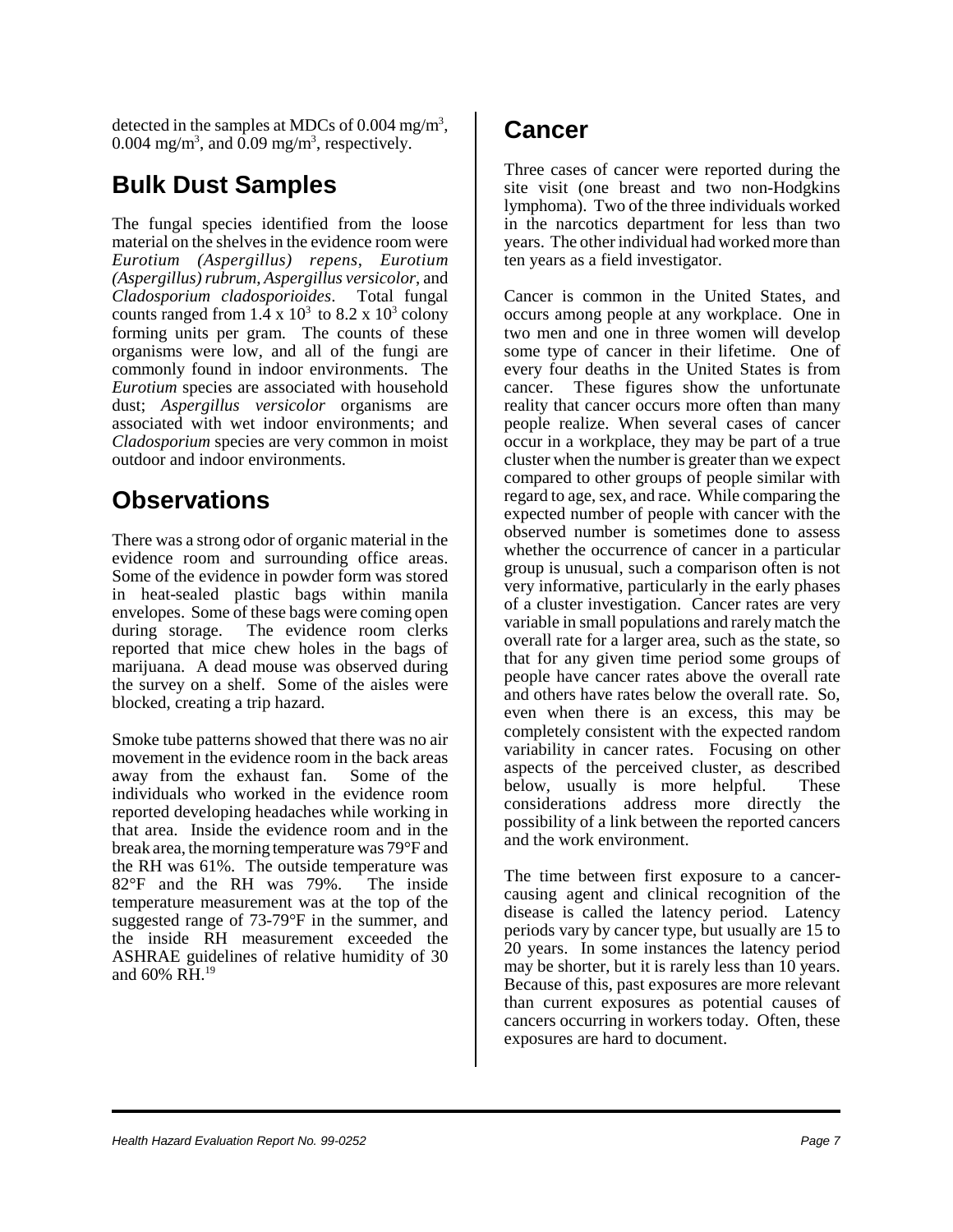detected in the samples at MDCs of 0.004 $mg/m^3$, 0.004 $mg/m^3$, and 0.09 $mg/m^3$, respectively.

## Bulk Dust Samples

The fungal species identified from the loose material on the shelves in the evidence room were *Eurotium (Aspergillus) repens*, *Eurotium (Aspergillus) rubrum*, *Aspergillus versicolor*, and *Cladosporium cladosporioides*. Total fungal counts ranged from $1.4 \times 10^3$ to $8.2 \times 10^3$ colony forming units per gram. The counts of these organisms were low, and all of the fungi are commonly found in indoor environments. The *Eurotium* species are associated with household dust; *Aspergillus versicolor* organisms are associated with wet indoor environments; and *Cladosporium* species are very common in moist outdoor and indoor environments.

## Observations

There was a strong odor of organic material in the evidence room and surrounding office areas. Some of the evidence in powder form was stored in heat-sealed plastic bags within manila envelopes. Some of these bags were coming open during storage. The evidence room clerks reported that mice chew holes in the bags of marijuana. A dead mouse was observed during the survey on a shelf. Some of the aisles were blocked, creating a trip hazard.

Smoke tube patterns showed that there was no air movement in the evidence room in the back areas away from the exhaust fan. Some of the individuals who worked in the evidence room reported developing headaches while working in that area. Inside the evidence room and in the break area, the morning temperature was 79°F and the RH was 61%. The outside temperature was 82°F and the RH was 79%. The inside temperature measurement was at the top of the suggested range of 73-79°F in the summer, and the inside RH measurement exceeded the ASHRAE guidelines of relative humidity of 30 and 60% RH.[19]

## Cancer

Three cases of cancer were reported during the site visit (one breast and two non-Hodgkins lymphoma). Two of the three individuals worked in the narcotics department for less than two years. The other individual had worked more than ten years as a field investigator.

Cancer is common in the United States, and occurs among people at any workplace. One in two men and one in three women will develop some type of cancer in their lifetime. One of every four deaths in the United States is from cancer. These figures show the unfortunate reality that cancer occurs more often than many people realize. When several cases of cancer occur in a workplace, they may be part of a true cluster when the number is greater than we expect compared to other groups of people similar with regard to age, sex, and race. While comparing the expected number of people with cancer with the observed number is sometimes done to assess whether the occurrence of cancer in a particular group is unusual, such a comparison often is not very informative, particularly in the early phases of a cluster investigation. Cancer rates are very variable in small populations and rarely match the overall rate for a larger area, such as the state, so that for any given time period some groups of people have cancer rates above the overall rate and others have rates below the overall rate. So, even when there is an excess, this may be completely consistent with the expected random variability in cancer rates. Focusing on other aspects of the perceived cluster, as described below, usually is more helpful. These considerations address more directly the possibility of a link between the reported cancers and the work environment.

The time between first exposure to a cancer-causing agent and clinical recognition of the disease is called the latency period. Latency periods vary by cancer type, but usually are 15 to 20 years. In some instances the latency period may be shorter, but it is rarely less than 10 years. Because of this, past exposures are more relevant than current exposures as potential causes of cancers occurring in workers today. Often, these exposures are hard to document.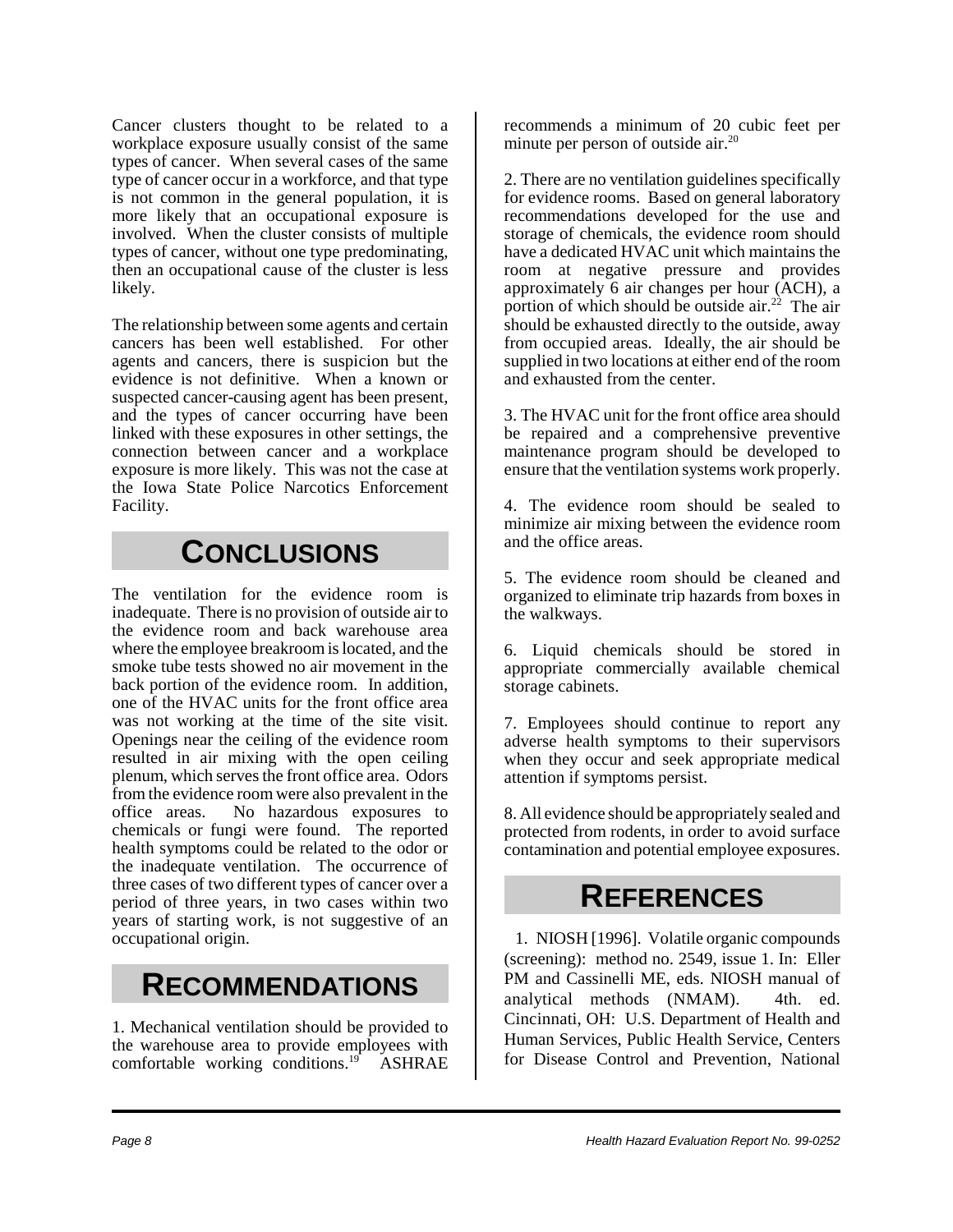Cancer clusters thought to be related to a workplace exposure usually consist of the same types of cancer. When several cases of the same type of cancer occur in a workforce, and that type is not common in the general population, it is more likely that an occupational exposure is involved. When the cluster consists of multiple types of cancer, without one type predominating, then an occupational cause of the cluster is less likely.

The relationship between some agents and certain cancers has been well established. For other agents and cancers, there is suspicion but the evidence is not definitive. When a known or suspected cancer-causing agent has been present, and the types of cancer occurring have been linked with these exposures in other settings, the connection between cancer and a workplace exposure is more likely. This was not the case at the Iowa State Police Narcotics Enforcement Facility.

# CONCLUSIONS

The ventilation for the evidence room is inadequate. There is no provision of outside air to the evidence room and back warehouse area where the employee breakroom is located, and the smoke tube tests showed no air movement in the back portion of the evidence room. In addition, one of the HVAC units for the front office area was not working at the time of the site visit. Openings near the ceiling of the evidence room resulted in air mixing with the open ceiling plenum, which serves the front office area. Odors from the evidence room were also prevalent in the office areas. No hazardous exposures to chemicals or fungi were found. The reported health symptoms could be related to the odor or the inadequate ventilation. The occurrence of three cases of two different types of cancer over a period of three years, in two cases within two years of starting work, is not suggestive of an occupational origin.

# RECOMMENDATIONS

1. Mechanical ventilation should be provided to the warehouse area to provide employees with comfortable working conditions.[19] ASHRAE recommends a minimum of 20 cubic feet per minute per person of outside air.[20]

2. There are no ventilation guidelines specifically for evidence rooms. Based on general laboratory recommendations developed for the use and storage of chemicals, the evidence room should have a dedicated HVAC unit which maintains the room at negative pressure and provides approximately 6 air changes per hour (ACH), a portion of which should be outside air.[22] The air should be exhausted directly to the outside, away from occupied areas. Ideally, the air should be supplied in two locations at either end of the room and exhausted from the center.

3. The HVAC unit for the front office area should be repaired and a comprehensive preventive maintenance program should be developed to ensure that the ventilation systems work properly.

4. The evidence room should be sealed to minimize air mixing between the evidence room and the office areas.

5. The evidence room should be cleaned and organized to eliminate trip hazards from boxes in the walkways.

6. Liquid chemicals should be stored in appropriate commercially available chemical storage cabinets.

7. Employees should continue to report any adverse health symptoms to their supervisors when they occur and seek appropriate medical attention if symptoms persist.

8. All evidence should be appropriately sealed and protected from rodents, in order to avoid surface contamination and potential employee exposures.

# REFERENCES

1. NIOSH [1996]. Volatile organic compounds (screening): method no. 2549, issue 1. In: Eller PM and Cassinelli ME, eds. NIOSH manual of analytical methods (NMAM). 4th. ed. Cincinnati, OH: U.S. Department of Health and Human Services, Public Health Service, Centers for Disease Control and Prevention, National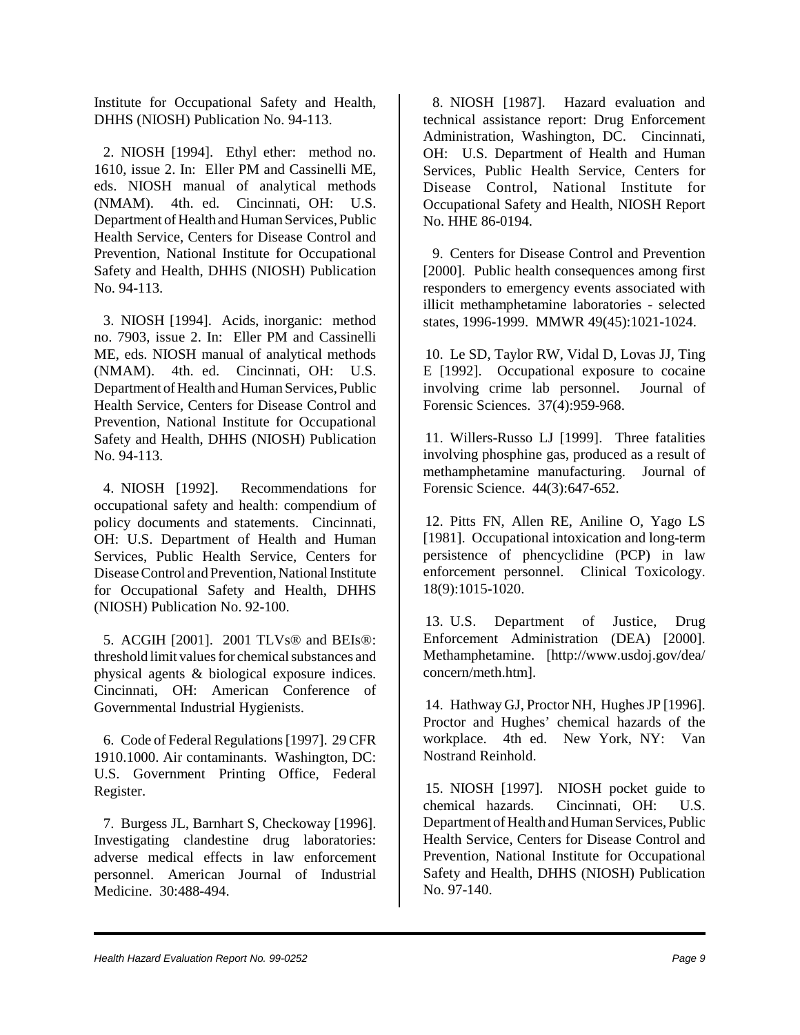Institute for Occupational Safety and Health, DHHS (NIOSH) Publication No. 94-113.

2. NIOSH [1994]. Ethyl ether: method no. 1610, issue 2. In: Eller PM and Cassinelli ME, eds. NIOSH manual of analytical methods (NMAM). 4th. ed. Cincinnati, OH: U.S. Department of Health and Human Services, Public Health Service, Centers for Disease Control and Prevention, National Institute for Occupational Safety and Health, DHHS (NIOSH) Publication No. 94-113.

3. NIOSH [1994]. Acids, inorganic: method no. 7903, issue 2. In: Eller PM and Cassinelli ME, eds. NIOSH manual of analytical methods (NMAM). 4th. ed. Cincinnati, OH: U.S. Department of Health and Human Services, Public Health Service, Centers for Disease Control and Prevention, National Institute for Occupational Safety and Health, DHHS (NIOSH) Publication No. 94-113.

4. NIOSH [1992]. Recommendations for occupational safety and health: compendium of policy documents and statements. Cincinnati, OH: U.S. Department of Health and Human Services, Public Health Service, Centers for Disease Control and Prevention, National Institute for Occupational Safety and Health, DHHS (NIOSH) Publication No. 92-100.

5. ACGIH [2001]. 2001 TLVs® and BEIs®: threshold limit values for chemical substances and physical agents & biological exposure indices. Cincinnati, OH: American Conference of Governmental Industrial Hygienists.

6. Code of Federal Regulations [1997]. 29 CFR 1910.1000. Air contaminants. Washington, DC: U.S. Government Printing Office, Federal Register.

7. Burgess JL, Barnhart S, Checkoway [1996]. Investigating clandestine drug laboratories: adverse medical effects in law enforcement personnel. American Journal of Industrial Medicine. 30:488-494.

8. NIOSH [1987]. Hazard evaluation and technical assistance report: Drug Enforcement Administration, Washington, DC. Cincinnati, OH: U.S. Department of Health and Human Services, Public Health Service, Centers for Disease Control, National Institute for Occupational Safety and Health, NIOSH Report No. HHE 86-0194.

9. Centers for Disease Control and Prevention [2000]. Public health consequences among first responders to emergency events associated with illicit methamphetamine laboratories - selected states, 1996-1999. MMWR 49(45):1021-1024.

10. Le SD, Taylor RW, Vidal D, Lovas JJ, Ting E [1992]. Occupational exposure to cocaine involving crime lab personnel. Journal of Forensic Sciences. 37(4):959-968.

11. Willers-Russo LJ [1999]. Three fatalities involving phosphine gas, produced as a result of methamphetamine manufacturing. Journal of Forensic Science. 44(3):647-652.

12. Pitts FN, Allen RE, Aniline O, Yago LS [1981]. Occupational intoxication and long-term persistence of phencyclidine (PCP) in law enforcement personnel. Clinical Toxicology. 18(9):1015-1020.

13. U.S. Department of Justice, Drug Enforcement Administration (DEA) [2000]. Methamphetamine. [http://www.usdoj.gov/dea/concern/meth.htm].

14. Hathway GJ, Proctor NH, Hughes JP [1996]. Proctor and Hughes' chemical hazards of the workplace. 4th ed. New York, NY: Van Nostrand Reinhold.

15. NIOSH [1997]. NIOSH pocket guide to chemical hazards. Cincinnati, OH: U.S. Department of Health and Human Services, Public Health Service, Centers for Disease Control and Prevention, National Institute for Occupational Safety and Health, DHHS (NIOSH) Publication No. 97-140.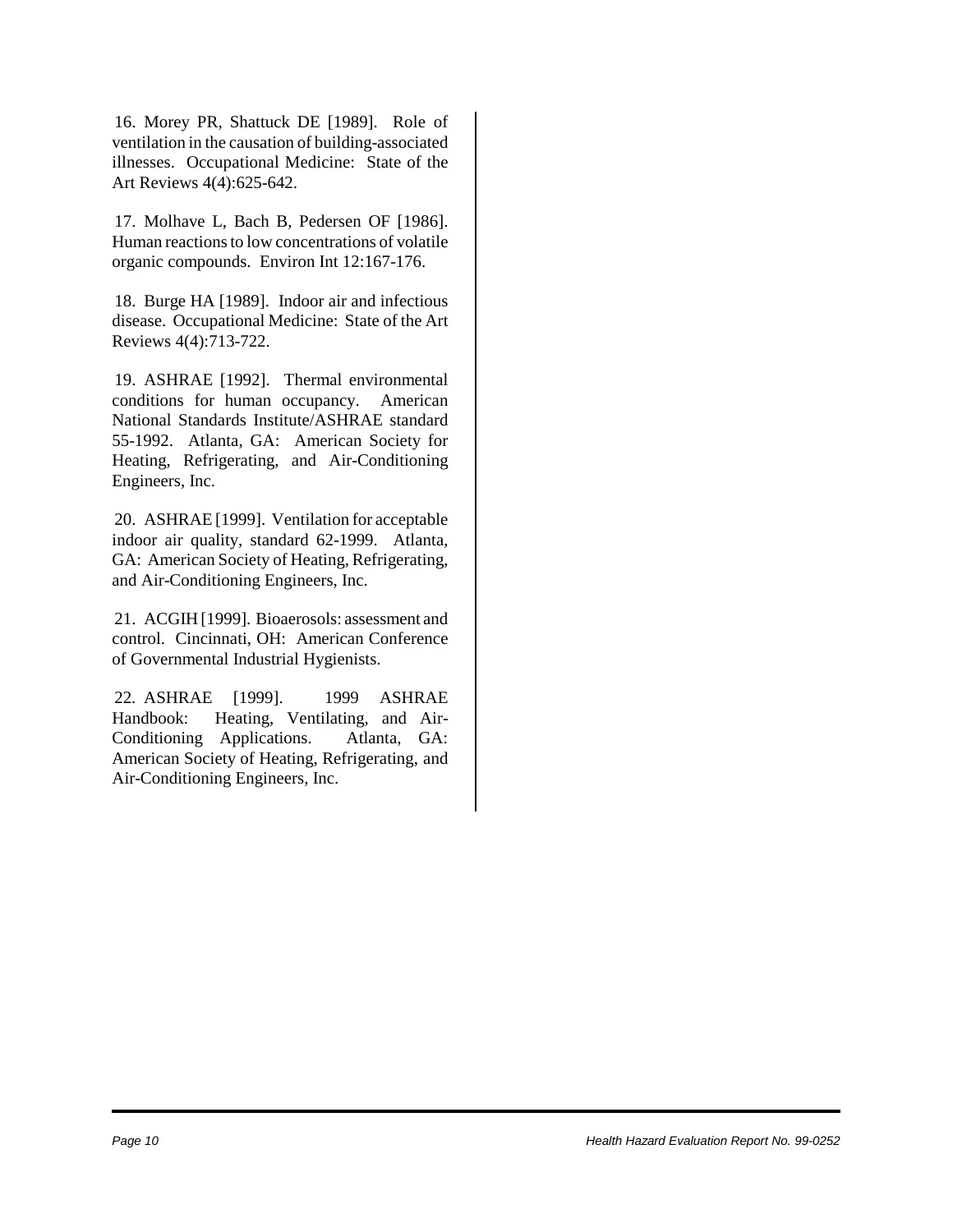16. Morey PR, Shattuck DE [1989]. Role of ventilation in the causation of building-associated illnesses. Occupational Medicine: State of the Art Reviews 4(4):625-642.

17. Molhave L, Bach B, Pedersen OF [1986]. Human reactions to low concentrations of volatile organic compounds. Environ Int 12:167-176.

18. Burge HA [1989]. Indoor air and infectious disease. Occupational Medicine: State of the Art Reviews 4(4):713-722.

19. ASHRAE [1992]. Thermal environmental conditions for human occupancy. American National Standards Institute/ASHRAE standard 55-1992. Atlanta, GA: American Society for Heating, Refrigerating, and Air-Conditioning Engineers, Inc.

20. ASHRAE [1999]. Ventilation for acceptable indoor air quality, standard 62-1999. Atlanta, GA: American Society of Heating, Refrigerating, and Air-Conditioning Engineers, Inc.

21. ACGIH [1999]. Bioaerosols: assessment and control. Cincinnati, OH: American Conference of Governmental Industrial Hygienists.

22. ASHRAE [1999]. 1999 ASHRAE Handbook: Heating, Ventilating, and Air-Conditioning Applications. Atlanta, GA: American Society of Heating, Refrigerating, and Air-Conditioning Engineers, Inc.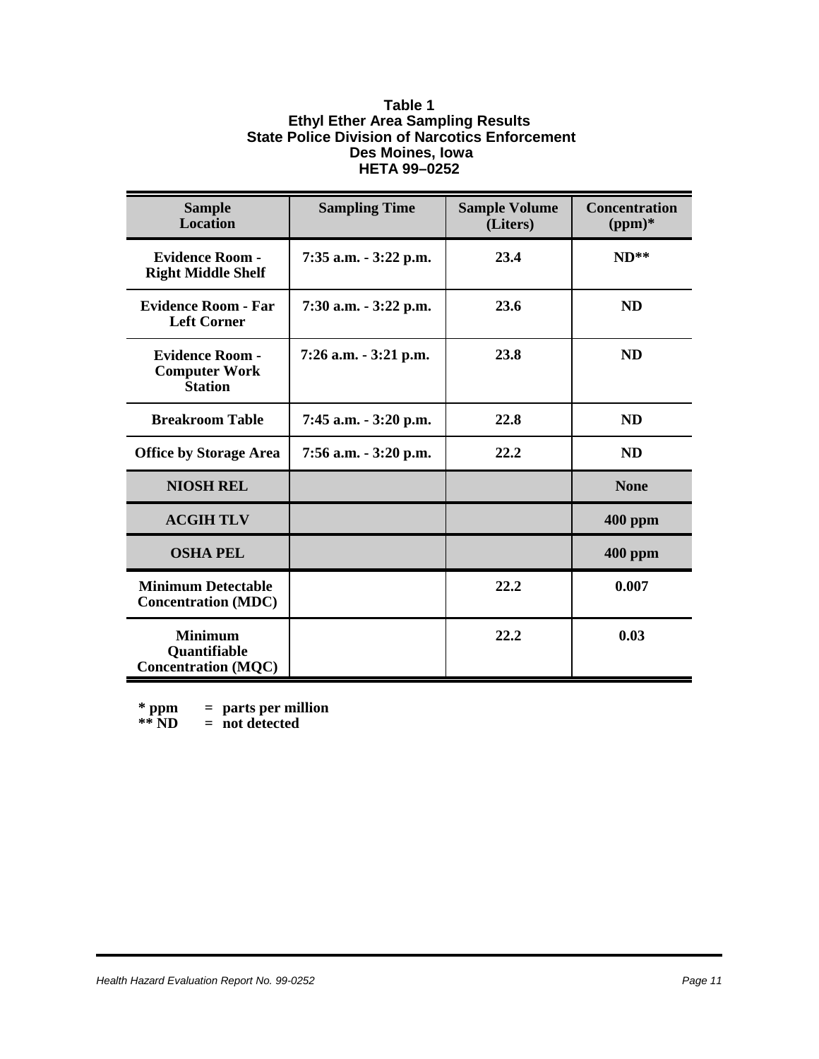**Table 1**
**Ethyl Ether Area Sampling Results**
**State Police Division of Narcotics Enforcement**
**Des Moines, Iowa**
**HETA 99–0252**

| Sample Location | Sampling Time | Sample Volume (Liters) | Concentration (ppm)* |
|---|---|---|---|
| Evidence Room - Right Middle Shelf | 7:35 a.m. - 3:22 p.m. | 23.4 | ND** |
| Evidence Room - Far Left Corner | 7:30 a.m. - 3:22 p.m. | 23.6 | ND |
| Evidence Room - Computer Work Station | 7:26 a.m. - 3:21 p.m. | 23.8 | ND |
| Breakroom Table | 7:45 a.m. - 3:20 p.m. | 22.8 | ND |
| Office by Storage Area | 7:56 a.m. - 3:20 p.m. | 22.2 | ND |
| NIOSH REL | | | None |
| ACGIH TLV | | | 400 ppm |
| OSHA PEL | | | 400 ppm |
| Minimum Detectable Concentration (MDC) | | 22.2 | 0.007 |
| Minimum Quantifiable Concentration (MQC) | | 22.2 | 0.03 |

\* ppm = parts per million
\** ND = not detected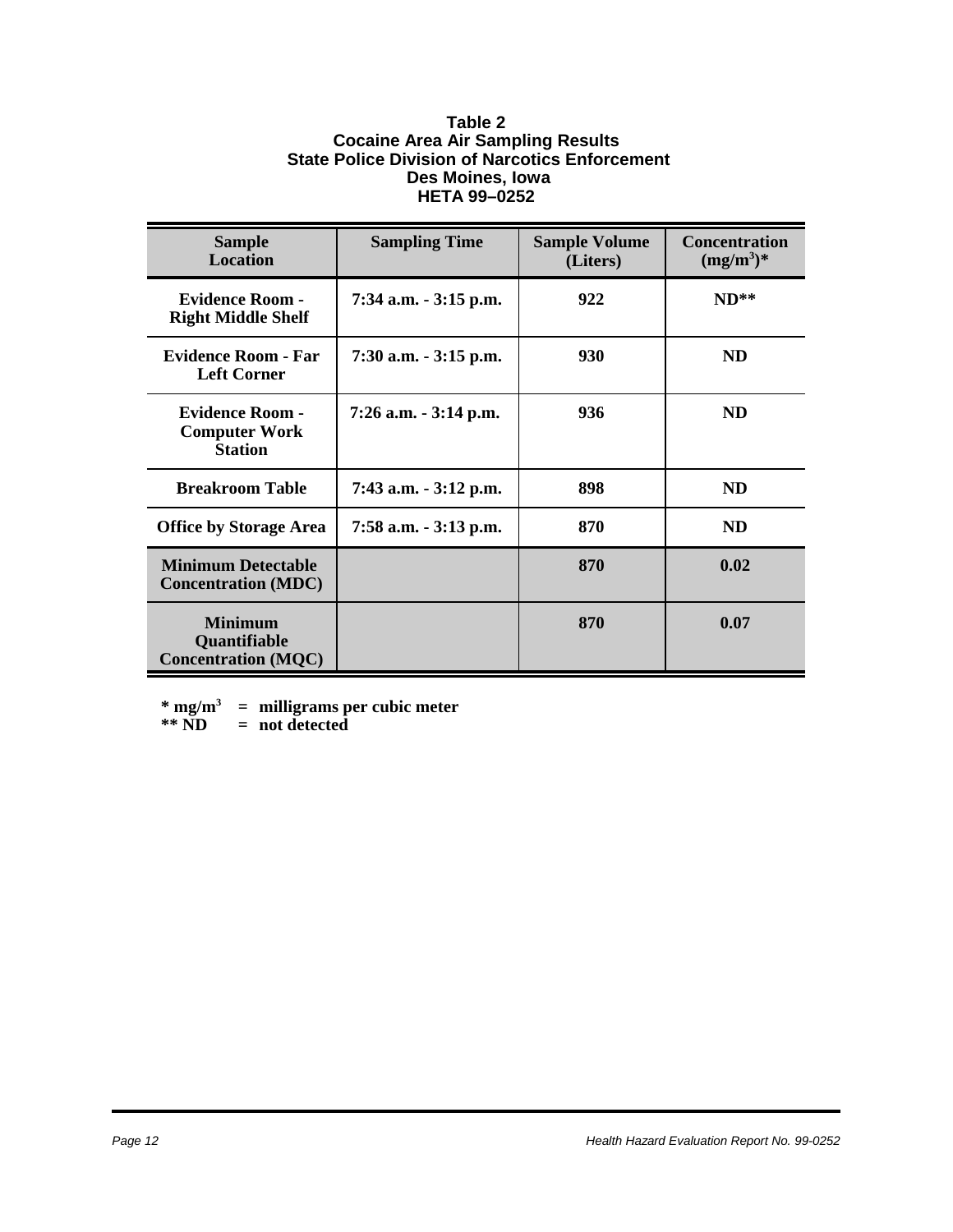**Table 2**
**Cocaine Area Air Sampling Results**
**State Police Division of Narcotics Enforcement**
**Des Moines, Iowa**
**HETA 99–0252**

| Sample Location | Sampling Time | Sample Volume (Liters) | Concentration ($mg/m^3$)* |
|---|---|---|---|
| Evidence Room - Right Middle Shelf | 7:34 a.m. - 3:15 p.m. | 922 | ND** |
| Evidence Room - Far Left Corner | 7:30 a.m. - 3:15 p.m. | 930 | ND |
| Evidence Room - Computer Work Station | 7:26 a.m. - 3:14 p.m. | 936 | ND |
| Breakroom Table | 7:43 a.m. - 3:12 p.m. | 898 | ND |
| Office by Storage Area | 7:58 a.m. - 3:13 p.m. | 870 | ND |
| Minimum Detectable Concentration (MDC) | | 870 | 0.02 |
| Minimum Quantifiable Concentration (MQC) | | 870 | 0.07 |

\* $mg/m^3$ = milligrams per cubic meter
\*\* ND = not detected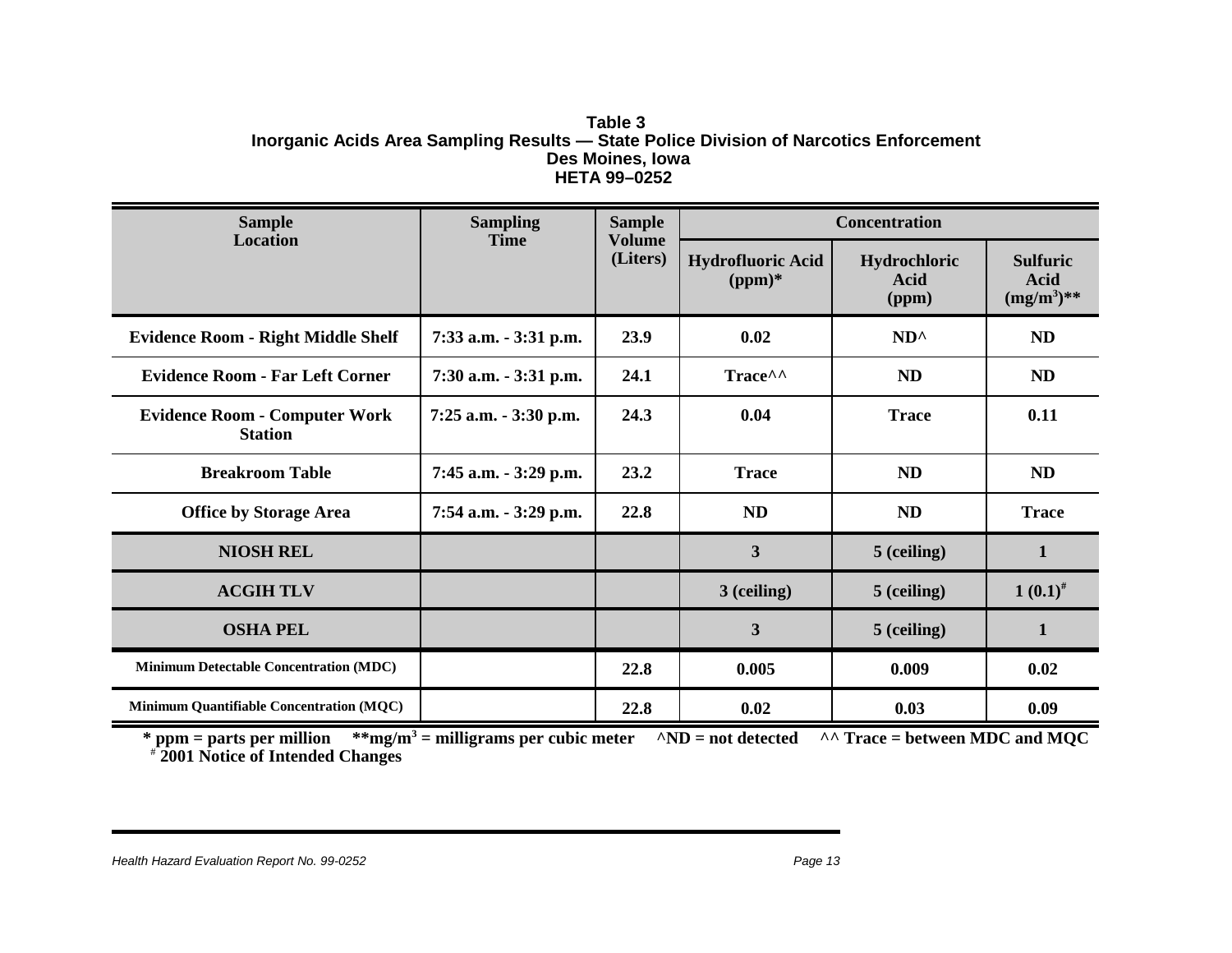**Table 3**
**Inorganic Acids Area Sampling Results — State Police Division of Narcotics Enforcement**
**Des Moines, Iowa**
**HETA 99–0252**

| Sample Location | Sampling Time | Sample Volume (Liters) | Concentration | | |
|---|---|---|---|---|---|
| | | | Hydrofluoric Acid (ppm)* | Hydrochloric Acid (ppm) | Sulfuric Acid ($mg/m^3$)** |
| Evidence Room - Right Middle Shelf | 7:33 a.m. - 3:31 p.m. | 23.9 | 0.02 | ND^ | ND |
| Evidence Room - Far Left Corner | 7:30 a.m. - 3:31 p.m. | 24.1 | Trace^^ | ND | ND |
| Evidence Room - Computer Work Station | 7:25 a.m. - 3:30 p.m. | 24.3 | 0.04 | Trace | 0.11 |
| Breakroom Table | 7:45 a.m. - 3:29 p.m. | 23.2 | Trace | ND | ND |
| Office by Storage Area | 7:54 a.m. - 3:29 p.m. | 22.8 | ND | ND | Trace |
| NIOSH REL | | | 3 | 5 (ceiling) | 1 |
| ACGIH TLV | | | 3 (ceiling) | 5 (ceiling) | 1 (0.1)# |
| OSHA PEL | | | 3 | 5 (ceiling) | 1 |
| Minimum Detectable Concentration (MDC) | | 22.8 | 0.005 | 0.009 | 0.02 |
| Minimum Quantifiable Concentration (MQC) | | 22.8 | 0.02 | 0.03 | 0.09 |

\* ppm = parts per million  **$mg/m^3$ = milligrams per cubic meter  ^ND = not detected  ^^ Trace = between MDC and MQC
# 2001 Notice of Intended Changes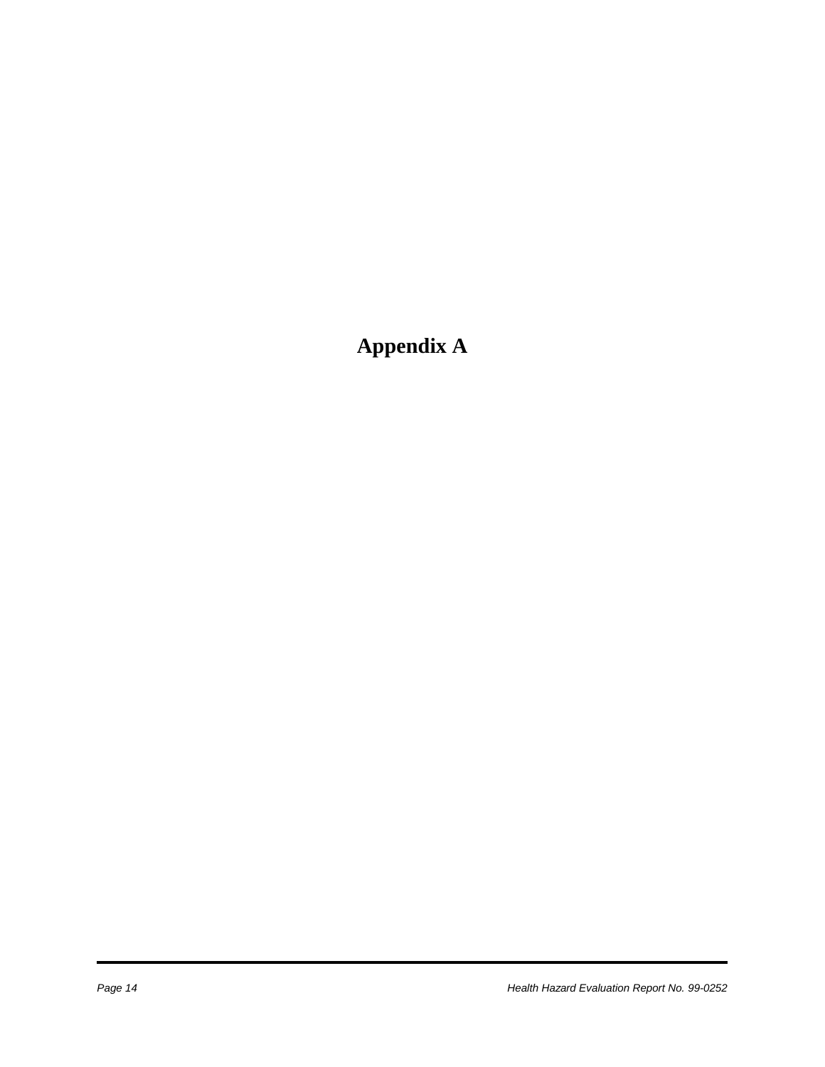# Appendix A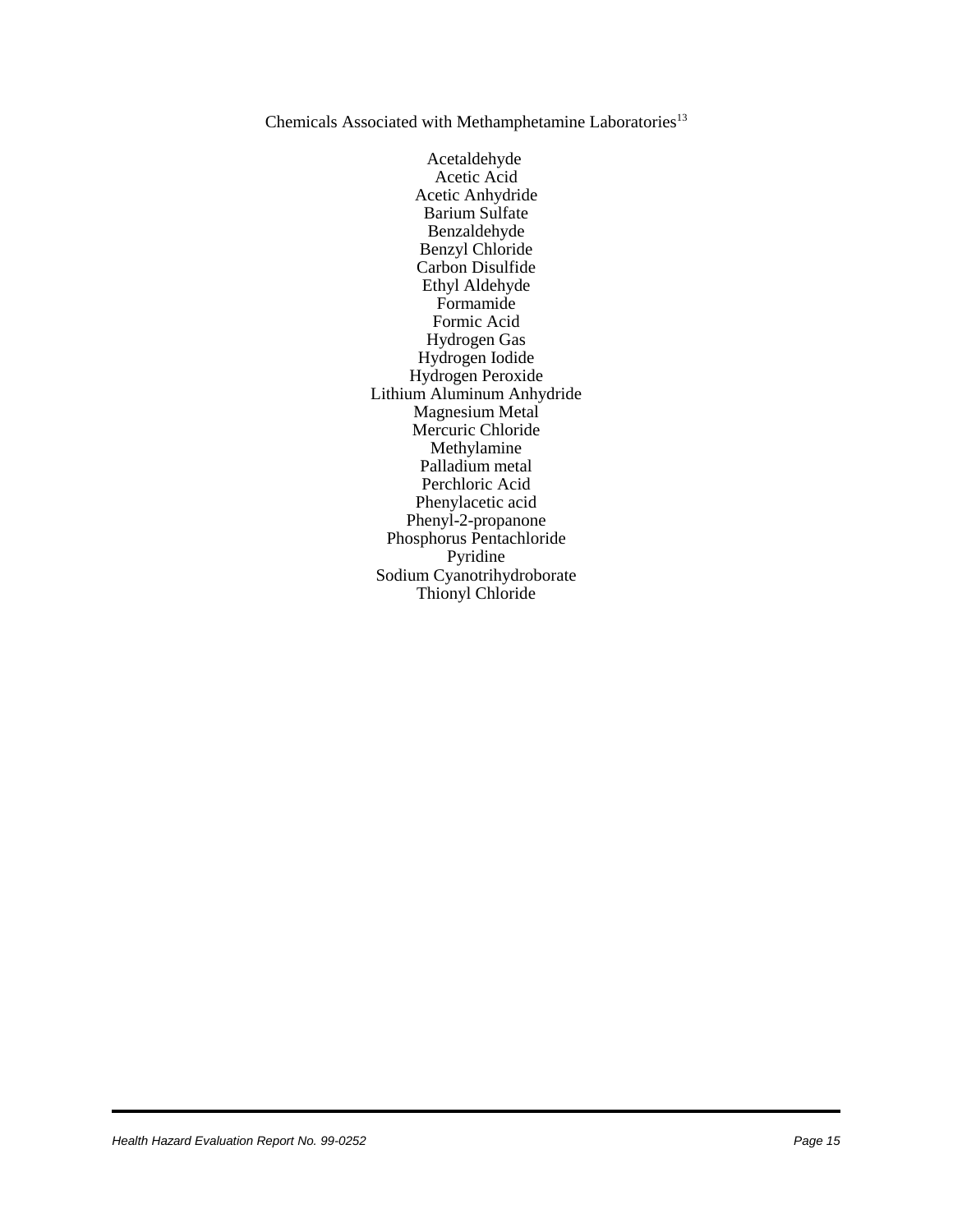Chemicals Associated with Methamphetamine Laboratories[13]

Acetaldehyde
Acetic Acid
Acetic Anhydride
Barium Sulfate
Benzaldehyde
Benzyl Chloride
Carbon Disulfide
Ethyl Aldehyde
Formamide
Formic Acid
Hydrogen Gas
Hydrogen Iodide
Hydrogen Peroxide
Lithium Aluminum Anhydride
Magnesium Metal
Mercuric Chloride
Methylamine
Palladium metal
Perchloric Acid
Phenylacetic acid
Phenyl-2-propanone
Phosphorus Pentachloride
Pyridine
Sodium Cyanotrihydroborate
Thionyl Chloride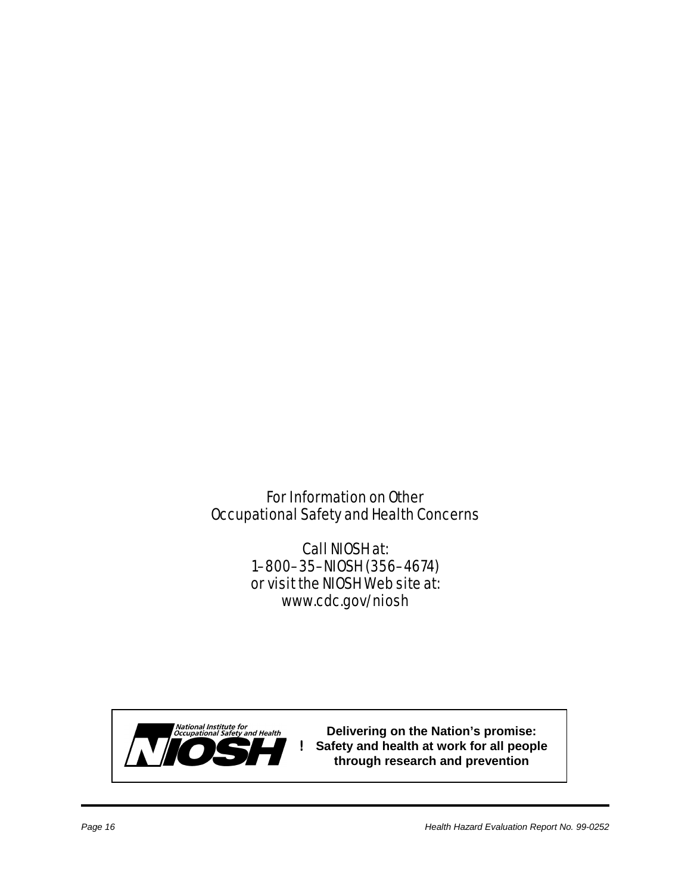For Information on Other
Occupational Safety and Health Concerns

Call NIOSH at:
1–800–35–NIOSH (356–4674)
or visit the NIOSH Web site at:
www.cdc.gov/niosh

National Institute for Occupational Safety and Health
NIOSH

**Delivering on the Nation's promise:**
**Safety and health at work for all people**
**through research and prevention**